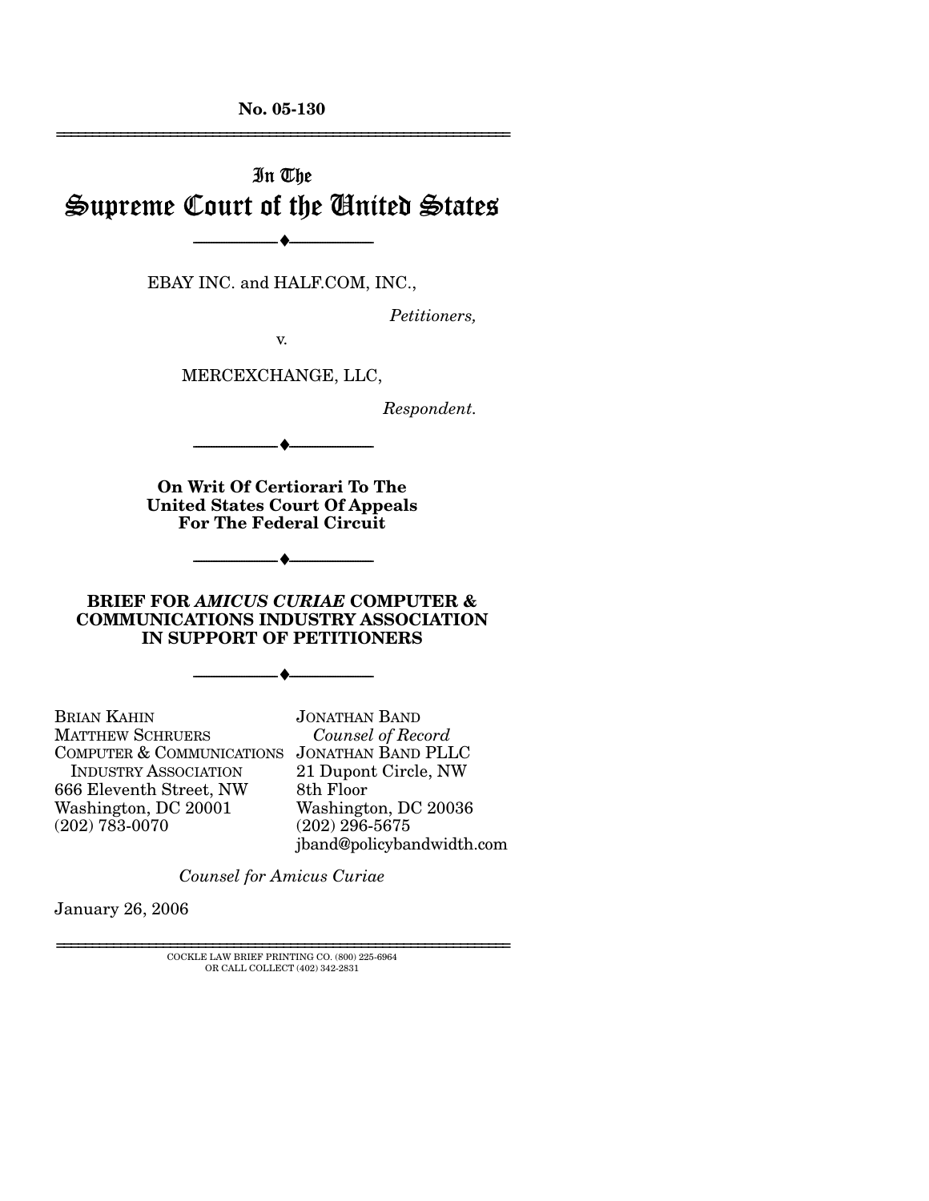**No. 05-130**

---

In The

# Supreme Court of the United States

---

EBAY INC. and HALF.COM, INC.,

*Petitioners,*

v.

MERCEXCHANGE, LLC,

*Respondent.*

---

**On Writ Of Certiorari To The United States Court Of Appeals For The Federal Circuit**

---

**BRIEF FOR *AMICUS CURIAE* COMPUTER & COMMUNICATIONS INDUSTRY ASSOCIATION IN SUPPORT OF PETITIONERS**

---

BRIAN KAHIN
MATTHEW SCHRUERS
COMPUTER & COMMUNICATIONS INDUSTRY ASSOCIATION
666 Eleventh Street, NW
Washington, DC 20001
(202) 783-0070

JONATHAN BAND
*Counsel of Record*
JONATHAN BAND PLLC
21 Dupont Circle, NW
8th Floor
Washington, DC 20036
(202) 296-5675
jband@policybandwidth.com

*Counsel for Amicus Curiae*

January 26, 2006

---

COCKLE LAW BRIEF PRINTING CO. (800) 225-6964
OR CALL COLLECT (402) 342-2831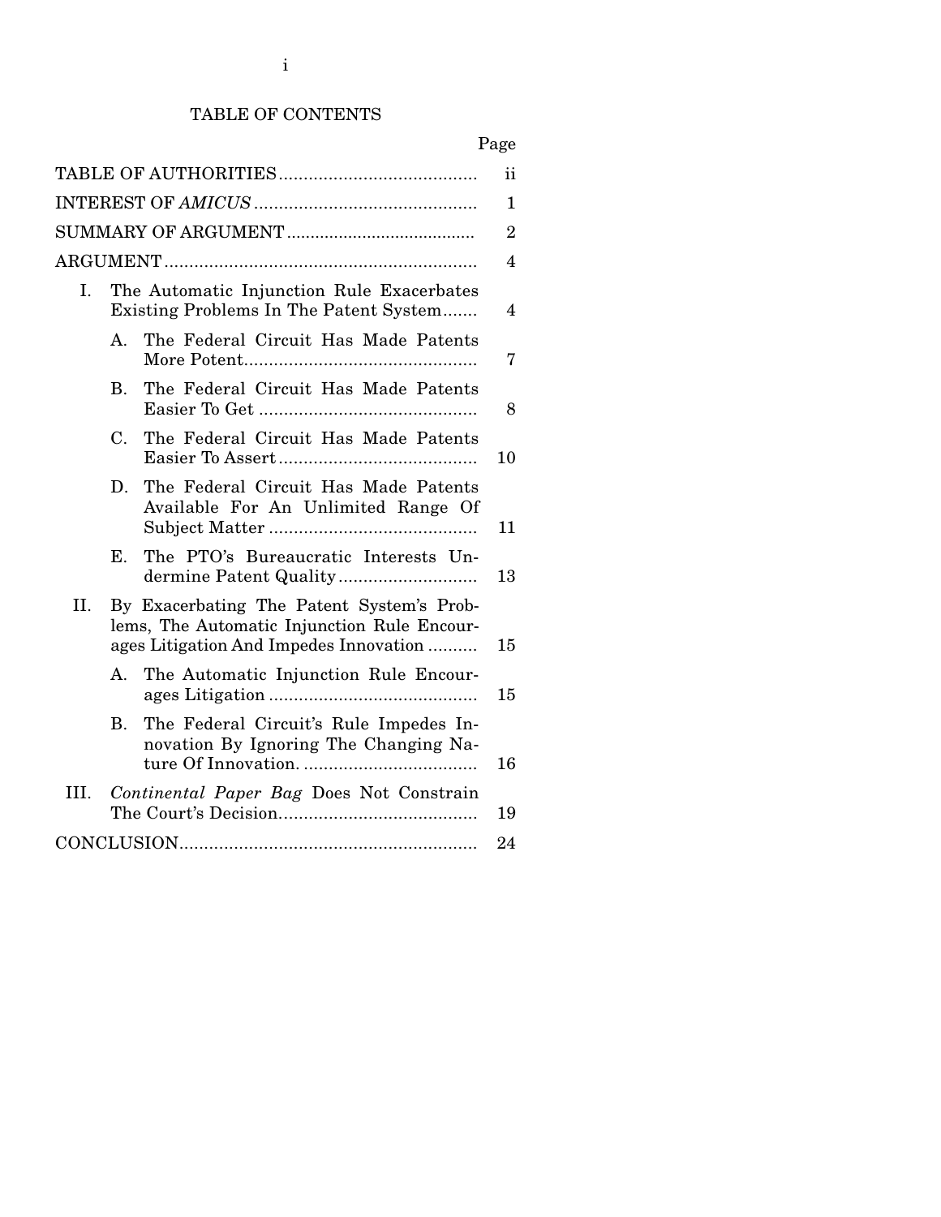# TABLE OF CONTENTS

| | Page |
|---|---|
| TABLE OF AUTHORITIES | ii |
| INTEREST OF *AMICUS* | 1 |
| SUMMARY OF ARGUMENT | 2 |
| ARGUMENT | 4 |
| I. The Automatic Injunction Rule Exacerbates Existing Problems In The Patent System | 4 |
| A. The Federal Circuit Has Made Patents More Potent | 7 |
| B. The Federal Circuit Has Made Patents Easier To Get | 8 |
| C. The Federal Circuit Has Made Patents Easier To Assert | 10 |
| D. The Federal Circuit Has Made Patents Available For An Unlimited Range Of Subject Matter | 11 |
| E. The PTO's Bureaucratic Interests Undermine Patent Quality | 13 |
| II. By Exacerbating The Patent System's Problems, The Automatic Injunction Rule Encourages Litigation And Impedes Innovation | 15 |
| A. The Automatic Injunction Rule Encourages Litigation | 15 |
| B. The Federal Circuit's Rule Impedes Innovation By Ignoring The Changing Nature Of Innovation. | 16 |
| III. *Continental Paper Bag* Does Not Constrain The Court's Decision | 19 |
| CONCLUSION | 24 |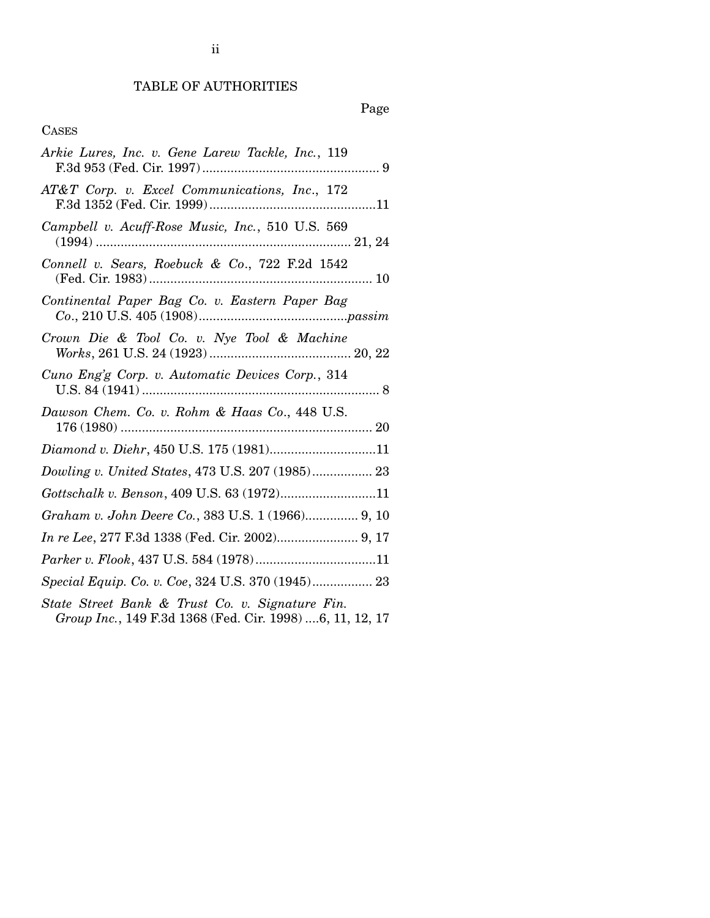# TABLE OF AUTHORITIES

Page

CASES

*Arkie Lures, Inc. v. Gene Larew Tackle, Inc.*, 119 F.3d 953 (Fed. Cir. 1997) .................................................. 9

*AT&T Corp. v. Excel Communications, Inc.*, 172 F.3d 1352 (Fed. Cir. 1999) ...............................................11

*Campbell v. Acuff-Rose Music, Inc.*, 510 U.S. 569 (1994) ........................................................................ 21, 24

*Connell v. Sears, Roebuck & Co.*, 722 F.2d 1542 (Fed. Cir. 1983) ............................................................... 10

*Continental Paper Bag Co. v. Eastern Paper Bag Co.*, 210 U.S. 405 (1908) ..........................................*passim*

*Crown Die & Tool Co. v. Nye Tool & Machine Works*, 261 U.S. 24 (1923) ........................................ 20, 22

*Cuno Eng'g Corp. v. Automatic Devices Corp.*, 314 U.S. 84 (1941) .................................................................... 8

*Dawson Chem. Co. v. Rohm & Haas Co.*, 448 U.S. 176 (1980) ....................................................................... 20

*Diamond v. Diehr*, 450 U.S. 175 (1981)..............................11

*Dowling v. United States*, 473 U.S. 207 (1985)................. 23

*Gottschalk v. Benson*, 409 U.S. 63 (1972)...........................11

*Graham v. John Deere Co.*, 383 U.S. 1 (1966)............... 9, 10

*In re Lee*, 277 F.3d 1338 (Fed. Cir. 2002)....................... 9, 17

*Parker v. Flook*, 437 U.S. 584 (1978)..................................11

*Special Equip. Co. v. Coe*, 324 U.S. 370 (1945)................. 23

*State Street Bank & Trust Co. v. Signature Fin. Group Inc.*, 149 F.3d 1368 (Fed. Cir. 1998) ....6, 11, 12, 17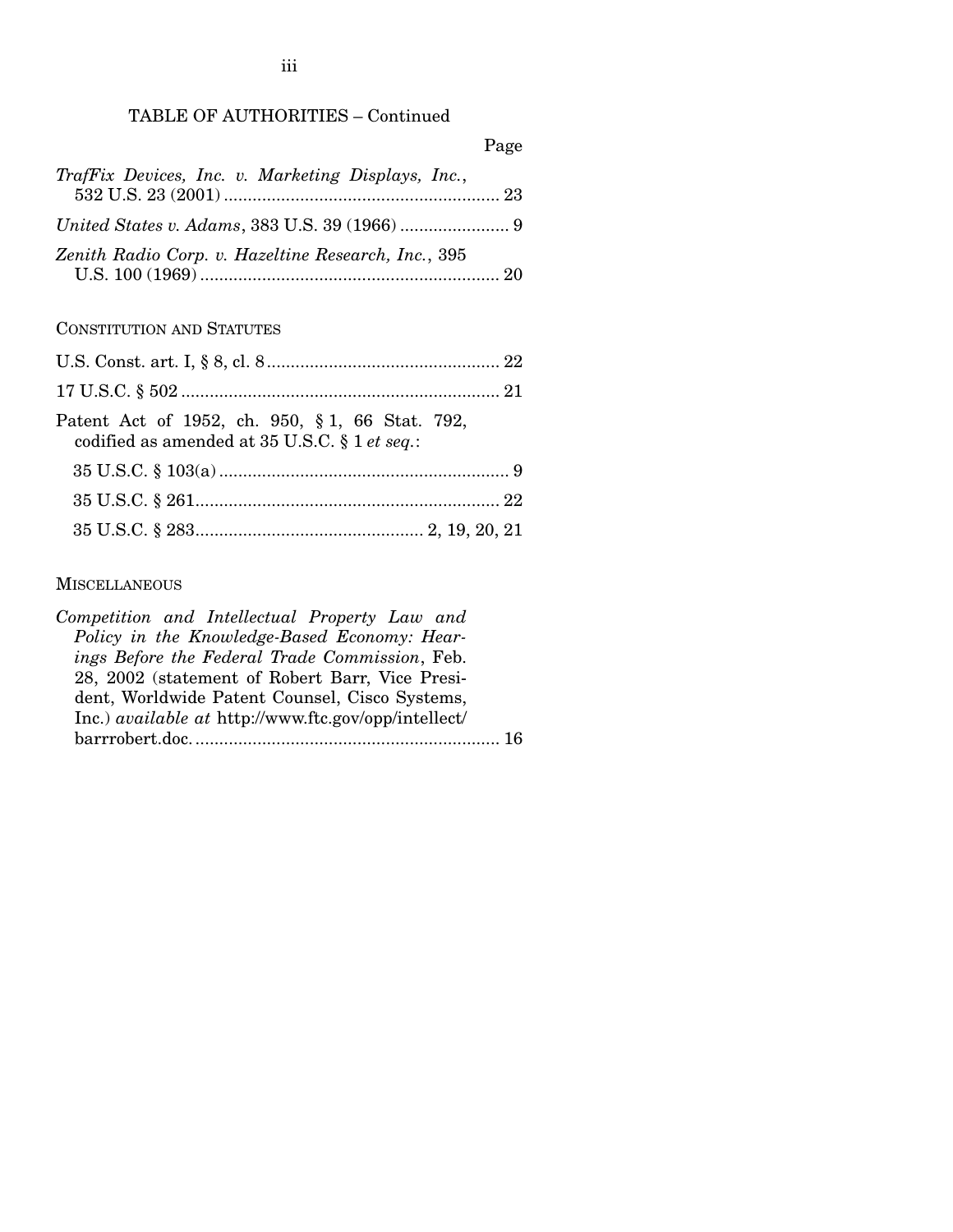TABLE OF AUTHORITIES – Continued

Page

*TrafFix Devices, Inc. v. Marketing Displays, Inc.*, 532 U.S. 23 (2001) .......... 23

*United States v. Adams*, 383 U.S. 39 (1966) .......... 9

*Zenith Radio Corp. v. Hazeltine Research, Inc.*, 395 U.S. 100 (1969) .......... 20

CONSTITUTION AND STATUTES

U.S. Const. art. I, § 8, cl. 8 .......... 22

17 U.S.C. § 502 .......... 21

Patent Act of 1952, ch. 950, § 1, 66 Stat. 792, codified as amended at 35 U.S.C. § 1 *et seq.*:

- 35 U.S.C. § 103(a) .......... 9
- 35 U.S.C. § 261 .......... 22
- 35 U.S.C. § 283 .......... 2, 19, 20, 21

MISCELLANEOUS

*Competition and Intellectual Property Law and Policy in the Knowledge-Based Economy: Hearings Before the Federal Trade Commission*, Feb. 28, 2002 (statement of Robert Barr, Vice President, Worldwide Patent Counsel, Cisco Systems, Inc.) *available at* http://www.ftc.gov/opp/intellect/barrrobert.doc. .......... 16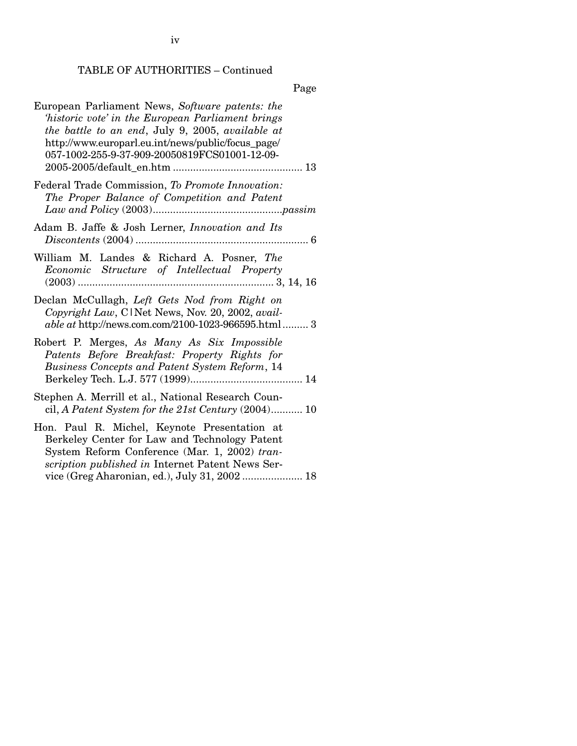TABLE OF AUTHORITIES – Continued

Page

European Parliament News, *Software patents: the 'historic vote' in the European Parliament brings the battle to an end*, July 9, 2005, *available at* http://www.europarl.eu.int/news/public/focus_page/057-1002-255-9-37-909-20050819FCS01001-12-09-2005-2005/default_en.htm ............................................ 13

Federal Trade Commission, *To Promote Innovation: The Proper Balance of Competition and Patent Law and Policy* (2003)............................................*passim*

Adam B. Jaffe & Josh Lerner, *Innovation and Its Discontents* (2004) ............................................................ 6

William M. Landes & Richard A. Posner, *The Economic Structure of Intellectual Property* (2003) .................................................................... 3, 14, 16

Declan McCullagh, *Left Gets Nod from Right on Copyright Law*, C|Net News, Nov. 20, 2002, *available at* http://news.com.com/2100-1023-966595.html......... 3

Robert P. Merges, *As Many As Six Impossible Patents Before Breakfast: Property Rights for Business Concepts and Patent System Reform*, 14 Berkeley Tech. L.J. 577 (1999)....................................... 14

Stephen A. Merrill et al., National Research Council, *A Patent System for the 21st Century* (2004)........... 10

Hon. Paul R. Michel, Keynote Presentation at Berkeley Center for Law and Technology Patent System Reform Conference (Mar. 1, 2002) *transcription published in* Internet Patent News Service (Greg Aharonian, ed.), July 31, 2002 ..................... 18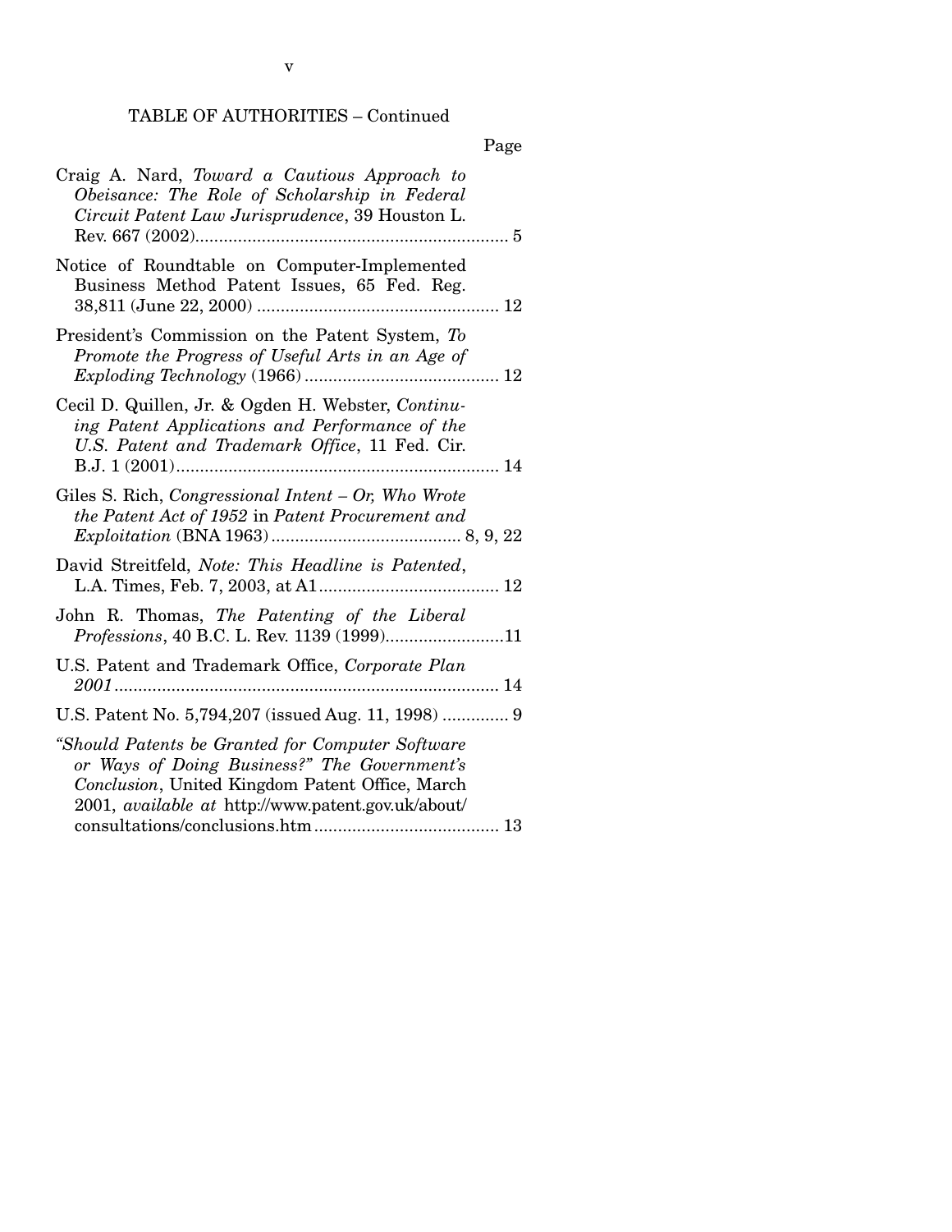TABLE OF AUTHORITIES – Continued

Page

Craig A. Nard, *Toward a Cautious Approach to Obeisance: The Role of Scholarship in Federal Circuit Patent Law Jurisprudence*, 39 Houston L. Rev. 667 (2002).................................................................. 5

Notice of Roundtable on Computer-Implemented Business Method Patent Issues, 65 Fed. Reg. 38,811 (June 22, 2000) ................................................... 12

President's Commission on the Patent System, *To Promote the Progress of Useful Arts in an Age of Exploding Technology* (1966) ......................................... 12

Cecil D. Quillen, Jr. & Ogden H. Webster, *Continuing Patent Applications and Performance of the U.S. Patent and Trademark Office*, 11 Fed. Cir. B.J. 1 (2001).................................................................... 14

Giles S. Rich, *Congressional Intent – Or, Who Wrote the Patent Act of 1952* in *Patent Procurement and Exploitation* (BNA 1963) ........................................ 8, 9, 22

David Streitfeld, *Note: This Headline is Patented*, L.A. Times, Feb. 7, 2003, at A1...................................... 12

John R. Thomas, *The Patenting of the Liberal Professions*, 40 B.C. L. Rev. 1139 (1999).........................11

U.S. Patent and Trademark Office, *Corporate Plan 2001*................................................................................. 14

U.S. Patent No. 5,794,207 (issued Aug. 11, 1998) .............. 9

*"Should Patents be Granted for Computer Software or Ways of Doing Business?" The Government's Conclusion*, United Kingdom Patent Office, March 2001, *available at* http://www.patent.gov.uk/about/consultations/conclusions.htm....................................... 13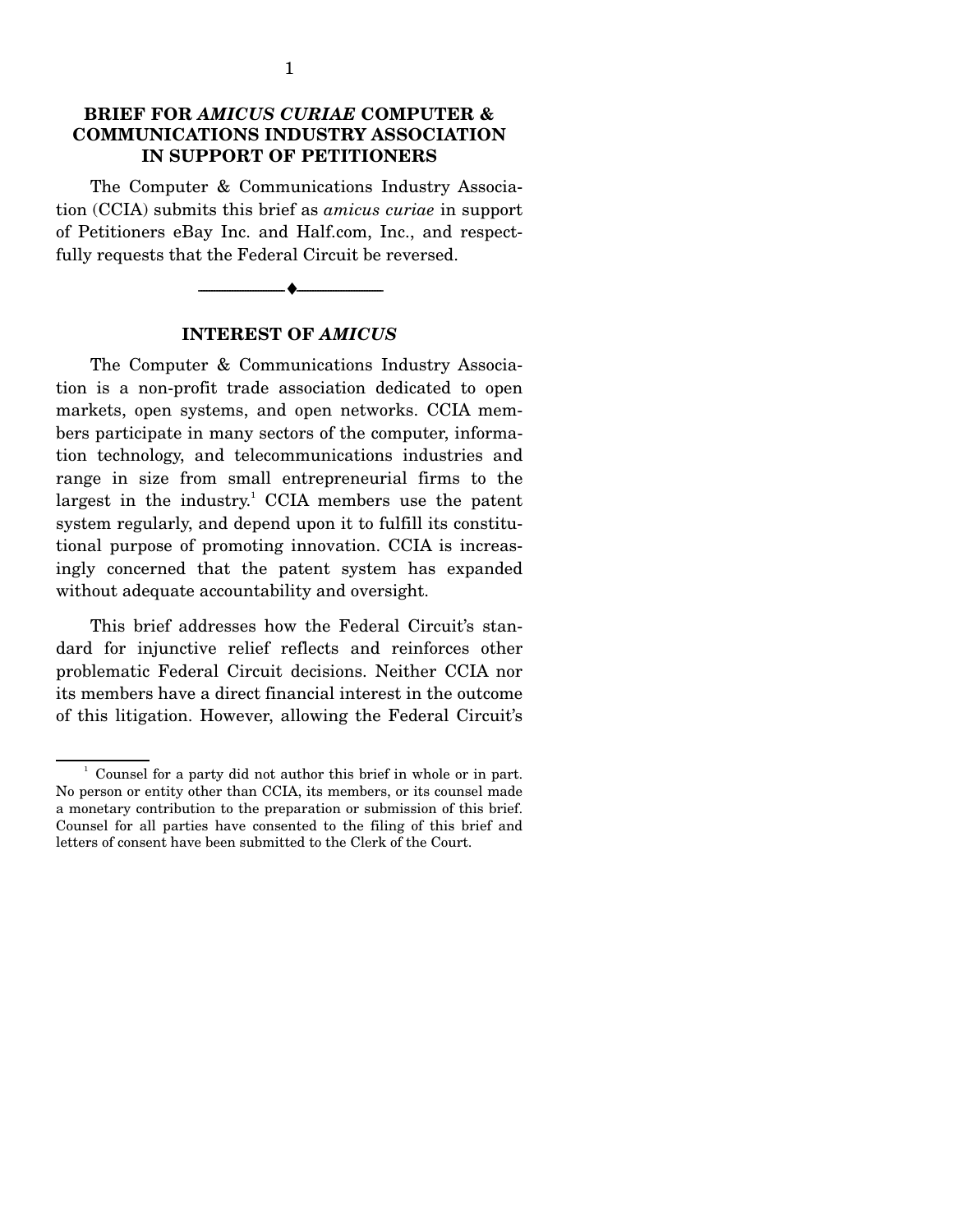# BRIEF FOR *AMICUS CURIAE* COMPUTER & COMMUNICATIONS INDUSTRY ASSOCIATION IN SUPPORT OF PETITIONERS

The Computer & Communications Industry Association (CCIA) submits this brief as *amicus curiae* in support of Petitioners eBay Inc. and Half.com, Inc., and respectfully requests that the Federal Circuit be reversed.

---

## INTEREST OF *AMICUS*

The Computer & Communications Industry Association is a non-profit trade association dedicated to open markets, open systems, and open networks. CCIA members participate in many sectors of the computer, information technology, and telecommunications industries and range in size from small entrepreneurial firms to the largest in the industry.[1] CCIA members use the patent system regularly, and depend upon it to fulfill its constitutional purpose of promoting innovation. CCIA is increasingly concerned that the patent system has expanded without adequate accountability and oversight.

This brief addresses how the Federal Circuit's standard for injunctive relief reflects and reinforces other problematic Federal Circuit decisions. Neither CCIA nor its members have a direct financial interest in the outcome of this litigation. However, allowing the Federal Circuit's

[1] Counsel for a party did not author this brief in whole or in part. No person or entity other than CCIA, its members, or its counsel made a monetary contribution to the preparation or submission of this brief. Counsel for all parties have consented to the filing of this brief and letters of consent have been submitted to the Clerk of the Court.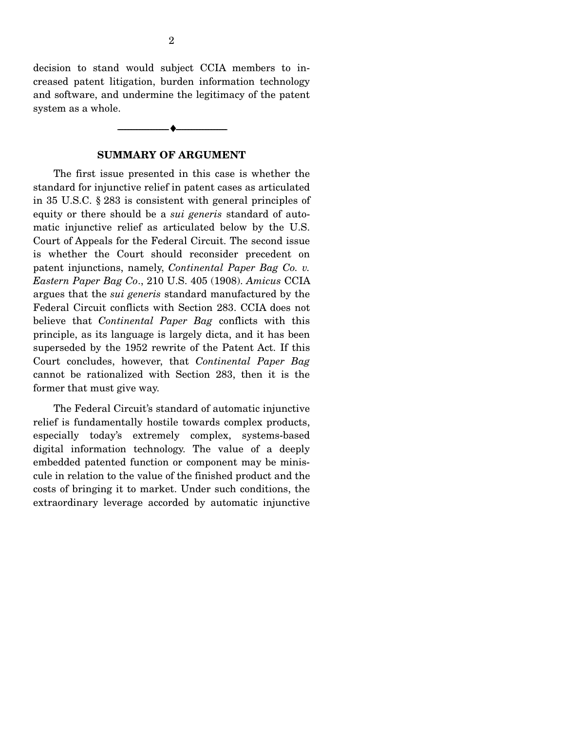decision to stand would subject CCIA members to increased patent litigation, burden information technology and software, and undermine the legitimacy of the patent system as a whole.

---

## SUMMARY OF ARGUMENT

The first issue presented in this case is whether the standard for injunctive relief in patent cases as articulated in 35 U.S.C. § 283 is consistent with general principles of equity or there should be a *sui generis* standard of automatic injunctive relief as articulated below by the U.S. Court of Appeals for the Federal Circuit. The second issue is whether the Court should reconsider precedent on patent injunctions, namely, *Continental Paper Bag Co. v. Eastern Paper Bag Co*., 210 U.S. 405 (1908). *Amicus* CCIA argues that the *sui generis* standard manufactured by the Federal Circuit conflicts with Section 283. CCIA does not believe that *Continental Paper Bag* conflicts with this principle, as its language is largely dicta, and it has been superseded by the 1952 rewrite of the Patent Act. If this Court concludes, however, that *Continental Paper Bag* cannot be rationalized with Section 283, then it is the former that must give way.

The Federal Circuit's standard of automatic injunctive relief is fundamentally hostile towards complex products, especially today's extremely complex, systems-based digital information technology. The value of a deeply embedded patented function or component may be miniscule in relation to the value of the finished product and the costs of bringing it to market. Under such conditions, the extraordinary leverage accorded by automatic injunctive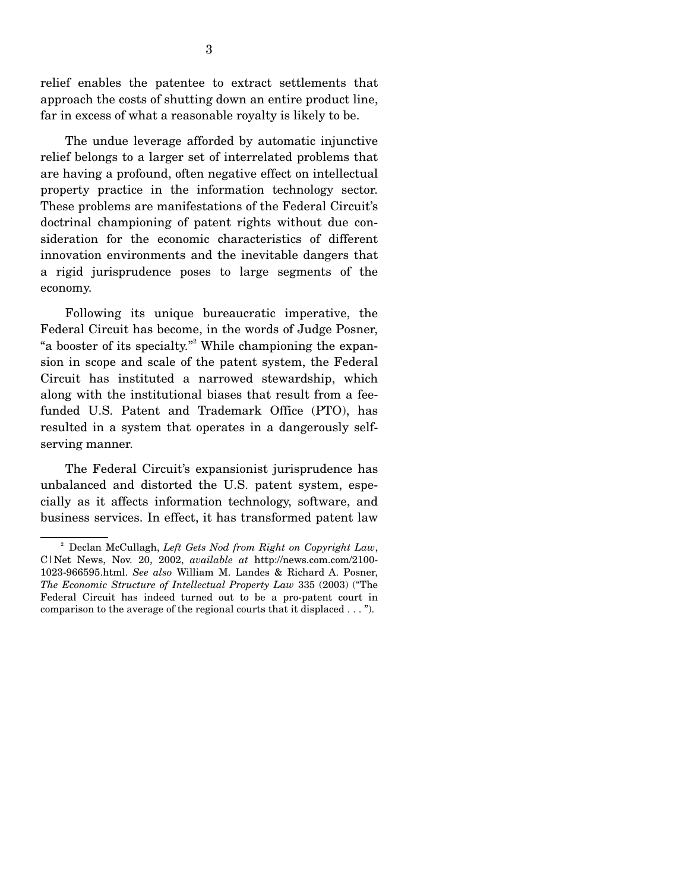relief enables the patentee to extract settlements that approach the costs of shutting down an entire product line, far in excess of what a reasonable royalty is likely to be.

The undue leverage afforded by automatic injunctive relief belongs to a larger set of interrelated problems that are having a profound, often negative effect on intellectual property practice in the information technology sector. These problems are manifestations of the Federal Circuit's doctrinal championing of patent rights without due consideration for the economic characteristics of different innovation environments and the inevitable dangers that a rigid jurisprudence poses to large segments of the economy.

Following its unique bureaucratic imperative, the Federal Circuit has become, in the words of Judge Posner, "a booster of its specialty."[2] While championing the expansion in scope and scale of the patent system, the Federal Circuit has instituted a narrowed stewardship, which along with the institutional biases that result from a fee-funded U.S. Patent and Trademark Office (PTO), has resulted in a system that operates in a dangerously self-serving manner.

The Federal Circuit's expansionist jurisprudence has unbalanced and distorted the U.S. patent system, especially as it affects information technology, software, and business services. In effect, it has transformed patent law

---

[2] Declan McCullagh, *Left Gets Nod from Right on Copyright Law*, C|Net News, Nov. 20, 2002, *available at* http://news.com.com/2100-1023-966595.html. *See also* William M. Landes & Richard A. Posner, *The Economic Structure of Intellectual Property Law* 335 (2003) ("The Federal Circuit has indeed turned out to be a pro-patent court in comparison to the average of the regional courts that it displaced . . . ").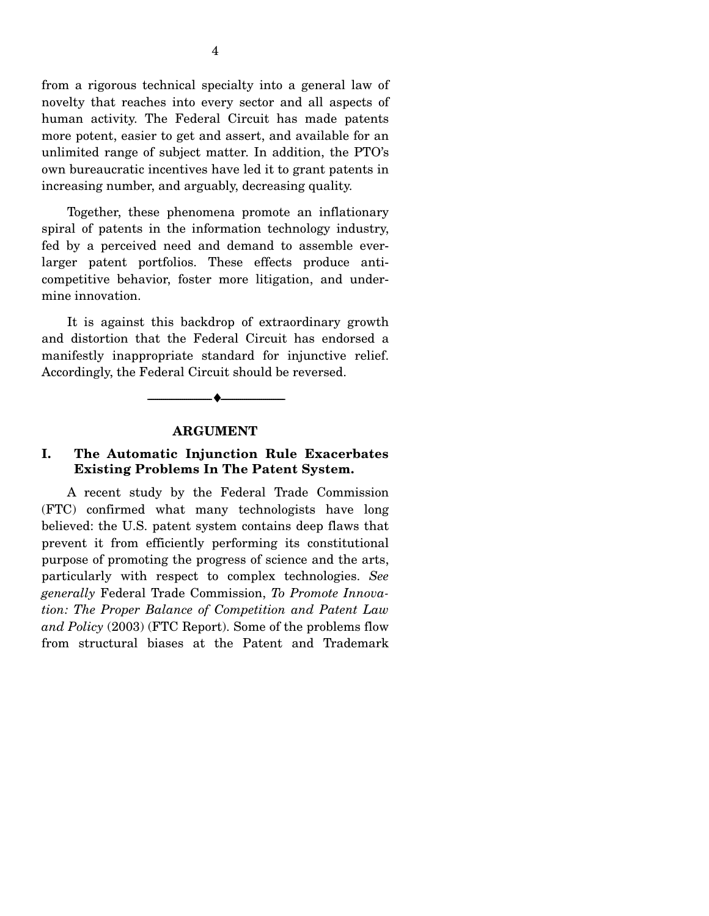from a rigorous technical specialty into a general law of novelty that reaches into every sector and all aspects of human activity. The Federal Circuit has made patents more potent, easier to get and assert, and available for an unlimited range of subject matter. In addition, the PTO's own bureaucratic incentives have led it to grant patents in increasing number, and arguably, decreasing quality.

Together, these phenomena promote an inflationary spiral of patents in the information technology industry, fed by a perceived need and demand to assemble ever-larger patent portfolios. These effects produce anti-competitive behavior, foster more litigation, and undermine innovation.

It is against this backdrop of extraordinary growth and distortion that the Federal Circuit has endorsed a manifestly inappropriate standard for injunctive relief. Accordingly, the Federal Circuit should be reversed.

---

## ARGUMENT

### I. The Automatic Injunction Rule Exacerbates Existing Problems In The Patent System.

A recent study by the Federal Trade Commission (FTC) confirmed what many technologists have long believed: the U.S. patent system contains deep flaws that prevent it from efficiently performing its constitutional purpose of promoting the progress of science and the arts, particularly with respect to complex technologies. *See generally* Federal Trade Commission, *To Promote Innovation: The Proper Balance of Competition and Patent Law and Policy* (2003) (FTC Report). Some of the problems flow from structural biases at the Patent and Trademark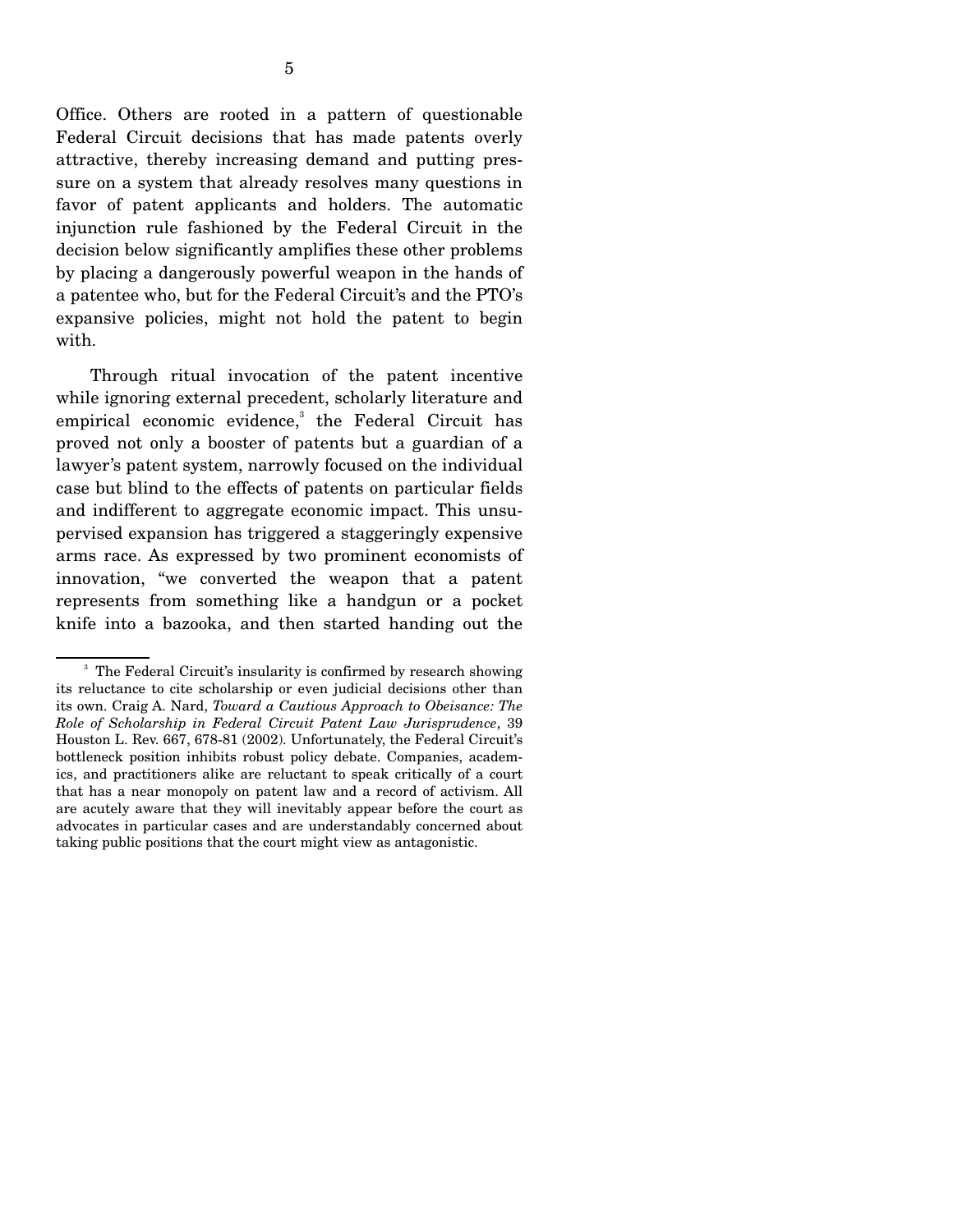Office. Others are rooted in a pattern of questionable Federal Circuit decisions that has made patents overly attractive, thereby increasing demand and putting pressure on a system that already resolves many questions in favor of patent applicants and holders. The automatic injunction rule fashioned by the Federal Circuit in the decision below significantly amplifies these other problems by placing a dangerously powerful weapon in the hands of a patentee who, but for the Federal Circuit's and the PTO's expansive policies, might not hold the patent to begin with.

Through ritual invocation of the patent incentive while ignoring external precedent, scholarly literature and empirical economic evidence,[3] the Federal Circuit has proved not only a booster of patents but a guardian of a lawyer's patent system, narrowly focused on the individual case but blind to the effects of patents on particular fields and indifferent to aggregate economic impact. This unsupervised expansion has triggered a staggeringly expensive arms race. As expressed by two prominent economists of innovation, "we converted the weapon that a patent represents from something like a handgun or a pocket knife into a bazooka, and then started handing out the

---

[3] The Federal Circuit's insularity is confirmed by research showing its reluctance to cite scholarship or even judicial decisions other than its own. Craig A. Nard, *Toward a Cautious Approach to Obeisance: The Role of Scholarship in Federal Circuit Patent Law Jurisprudence*, 39 Houston L. Rev. 667, 678-81 (2002). Unfortunately, the Federal Circuit's bottleneck position inhibits robust policy debate. Companies, academics, and practitioners alike are reluctant to speak critically of a court that has a near monopoly on patent law and a record of activism. All are acutely aware that they will inevitably appear before the court as advocates in particular cases and are understandably concerned about taking public positions that the court might view as antagonistic.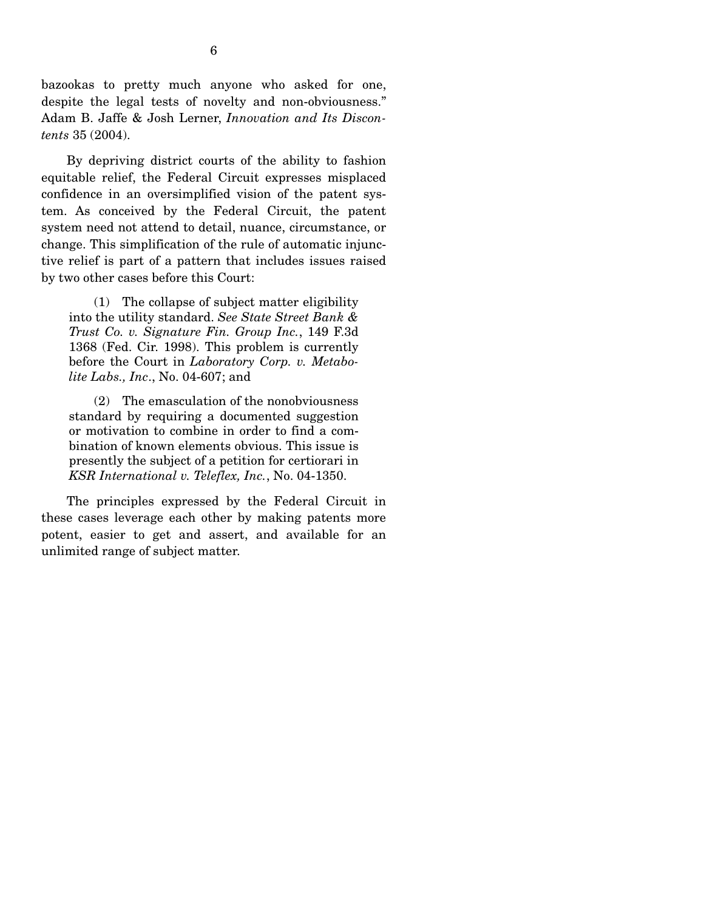bazookas to pretty much anyone who asked for one, despite the legal tests of novelty and non-obviousness." Adam B. Jaffe & Josh Lerner, *Innovation and Its Discontents* 35 (2004).

By depriving district courts of the ability to fashion equitable relief, the Federal Circuit expresses misplaced confidence in an oversimplified vision of the patent system. As conceived by the Federal Circuit, the patent system need not attend to detail, nuance, circumstance, or change. This simplification of the rule of automatic injunctive relief is part of a pattern that includes issues raised by two other cases before this Court:

> (1) The collapse of subject matter eligibility into the utility standard. *See State Street Bank & Trust Co. v. Signature Fin. Group Inc.*, 149 F.3d 1368 (Fed. Cir. 1998). This problem is currently before the Court in *Laboratory Corp. v. Metabolite Labs., Inc*., No. 04-607; and
>
> (2) The emasculation of the nonobviousness standard by requiring a documented suggestion or motivation to combine in order to find a combination of known elements obvious. This issue is presently the subject of a petition for certiorari in *KSR International v. Teleflex, Inc.*, No. 04-1350.

The principles expressed by the Federal Circuit in these cases leverage each other by making patents more potent, easier to get and assert, and available for an unlimited range of subject matter.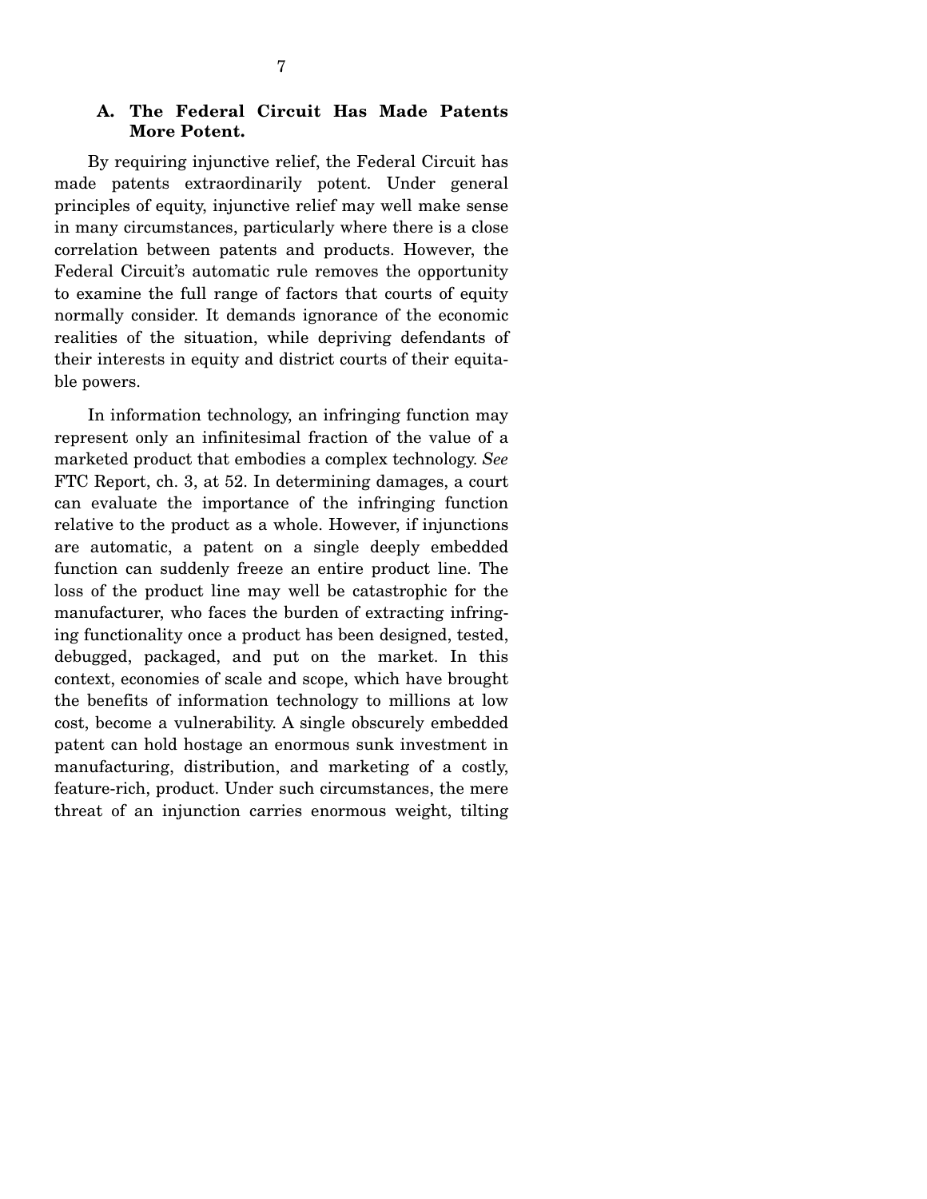### A. The Federal Circuit Has Made Patents More Potent.

By requiring injunctive relief, the Federal Circuit has made patents extraordinarily potent. Under general principles of equity, injunctive relief may well make sense in many circumstances, particularly where there is a close correlation between patents and products. However, the Federal Circuit's automatic rule removes the opportunity to examine the full range of factors that courts of equity normally consider. It demands ignorance of the economic realities of the situation, while depriving defendants of their interests in equity and district courts of their equitable powers.

In information technology, an infringing function may represent only an infinitesimal fraction of the value of a marketed product that embodies a complex technology. *See* FTC Report, ch. 3, at 52. In determining damages, a court can evaluate the importance of the infringing function relative to the product as a whole. However, if injunctions are automatic, a patent on a single deeply embedded function can suddenly freeze an entire product line. The loss of the product line may well be catastrophic for the manufacturer, who faces the burden of extracting infringing functionality once a product has been designed, tested, debugged, packaged, and put on the market. In this context, economies of scale and scope, which have brought the benefits of information technology to millions at low cost, become a vulnerability. A single obscurely embedded patent can hold hostage an enormous sunk investment in manufacturing, distribution, and marketing of a costly, feature-rich, product. Under such circumstances, the mere threat of an injunction carries enormous weight, tilting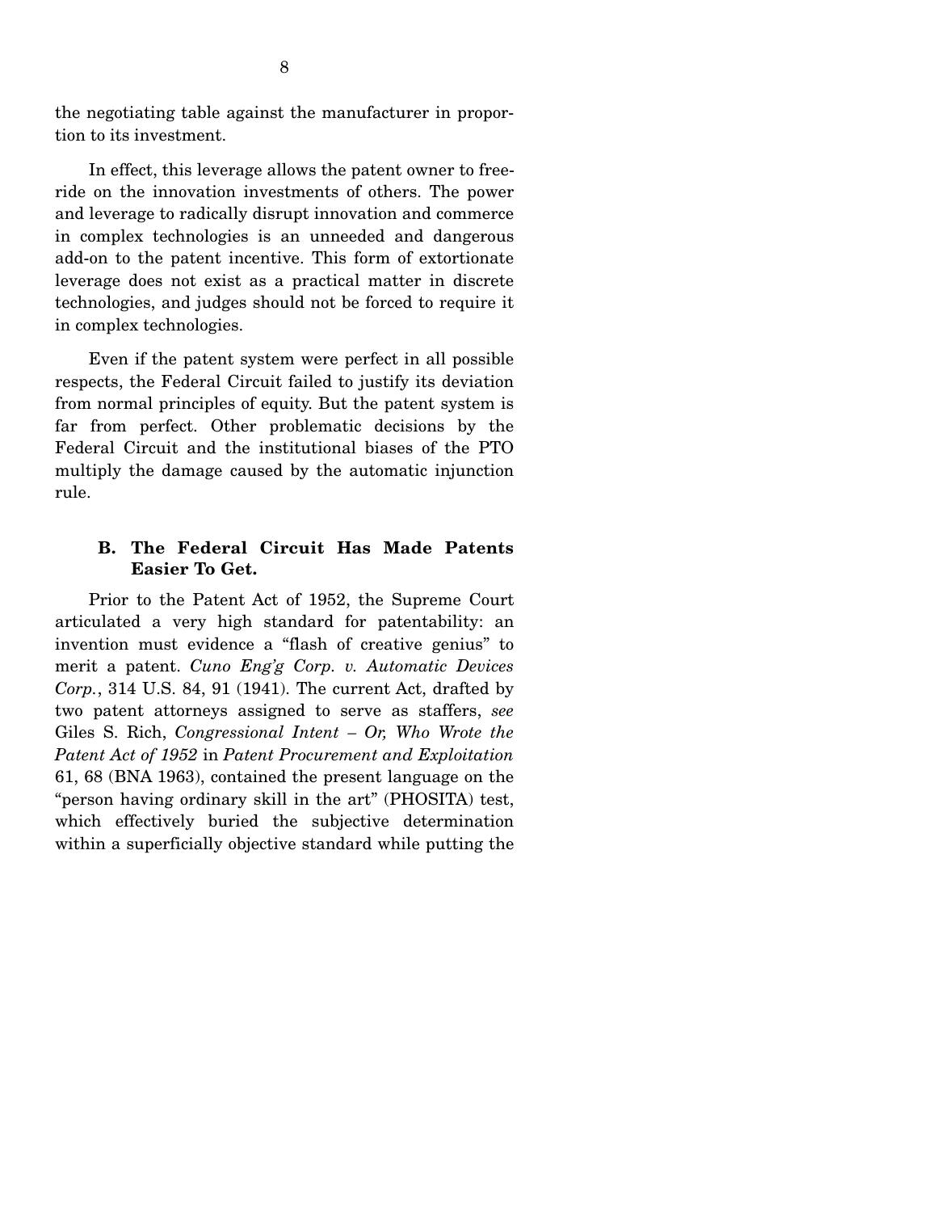the negotiating table against the manufacturer in proportion to its investment.

In effect, this leverage allows the patent owner to free-ride on the innovation investments of others. The power and leverage to radically disrupt innovation and commerce in complex technologies is an unneeded and dangerous add-on to the patent incentive. This form of extortionate leverage does not exist as a practical matter in discrete technologies, and judges should not be forced to require it in complex technologies.

Even if the patent system were perfect in all possible respects, the Federal Circuit failed to justify its deviation from normal principles of equity. But the patent system is far from perfect. Other problematic decisions by the Federal Circuit and the institutional biases of the PTO multiply the damage caused by the automatic injunction rule.

### B. The Federal Circuit Has Made Patents Easier To Get.

Prior to the Patent Act of 1952, the Supreme Court articulated a very high standard for patentability: an invention must evidence a "flash of creative genius" to merit a patent. *Cuno Eng'g Corp. v. Automatic Devices Corp.*, 314 U.S. 84, 91 (1941). The current Act, drafted by two patent attorneys assigned to serve as staffers, *see* Giles S. Rich, *Congressional Intent – Or, Who Wrote the Patent Act of 1952* in *Patent Procurement and Exploitation* 61, 68 (BNA 1963), contained the present language on the "person having ordinary skill in the art" (PHOSITA) test, which effectively buried the subjective determination within a superficially objective standard while putting the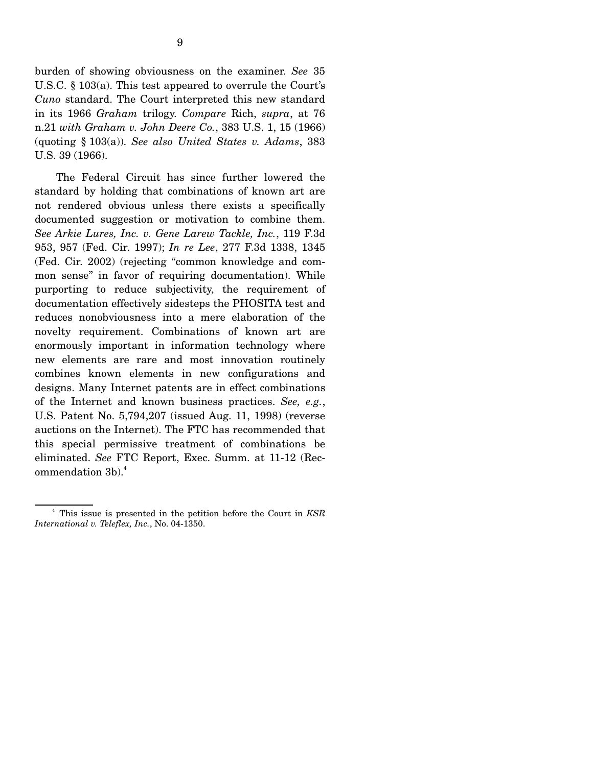burden of showing obviousness on the examiner. *See* 35 U.S.C. § 103(a). This test appeared to overrule the Court's *Cuno* standard. The Court interpreted this new standard in its 1966 *Graham* trilogy. *Compare* Rich, *supra*, at 76 n.21 *with Graham v. John Deere Co.*, 383 U.S. 1, 15 (1966) (quoting § 103(a)). *See also United States v. Adams*, 383 U.S. 39 (1966).

The Federal Circuit has since further lowered the standard by holding that combinations of known art are not rendered obvious unless there exists a specifically documented suggestion or motivation to combine them. *See Arkie Lures, Inc. v. Gene Larew Tackle, Inc.*, 119 F.3d 953, 957 (Fed. Cir. 1997); *In re Lee*, 277 F.3d 1338, 1345 (Fed. Cir. 2002) (rejecting "common knowledge and common sense" in favor of requiring documentation). While purporting to reduce subjectivity, the requirement of documentation effectively sidesteps the PHOSITA test and reduces nonobviousness into a mere elaboration of the novelty requirement. Combinations of known art are enormously important in information technology where new elements are rare and most innovation routinely combines known elements in new configurations and designs. Many Internet patents are in effect combinations of the Internet and known business practices. *See, e.g.*, U.S. Patent No. 5,794,207 (issued Aug. 11, 1998) (reverse auctions on the Internet). The FTC has recommended that this special permissive treatment of combinations be eliminated. *See* FTC Report, Exec. Summ. at 11-12 (Recommendation 3b).[4]

---

[4] This issue is presented in the petition before the Court in *KSR International v. Teleflex, Inc.*, No. 04-1350.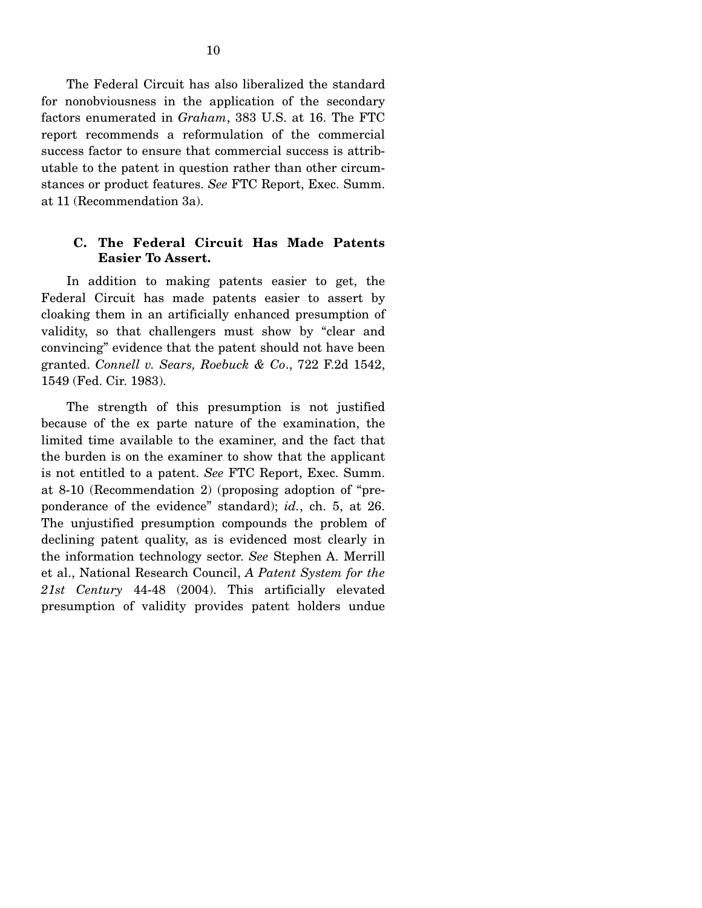The Federal Circuit has also liberalized the standard for nonobviousness in the application of the secondary factors enumerated in *Graham*, 383 U.S. at 16. The FTC report recommends a reformulation of the commercial success factor to ensure that commercial success is attributable to the patent in question rather than other circumstances or product features. *See* FTC Report, Exec. Summ. at 11 (Recommendation 3a).

### C. The Federal Circuit Has Made Patents Easier To Assert.

In addition to making patents easier to get, the Federal Circuit has made patents easier to assert by cloaking them in an artificially enhanced presumption of validity, so that challengers must show by "clear and convincing" evidence that the patent should not have been granted. *Connell v. Sears, Roebuck & Co*., 722 F.2d 1542, 1549 (Fed. Cir. 1983).

The strength of this presumption is not justified because of the ex parte nature of the examination, the limited time available to the examiner, and the fact that the burden is on the examiner to show that the applicant is not entitled to a patent. *See* FTC Report, Exec. Summ. at 8-10 (Recommendation 2) (proposing adoption of "preponderance of the evidence" standard); *id.*, ch. 5, at 26. The unjustified presumption compounds the problem of declining patent quality, as is evidenced most clearly in the information technology sector. *See* Stephen A. Merrill et al., National Research Council, *A Patent System for the 21st Century* 44-48 (2004). This artificially elevated presumption of validity provides patent holders undue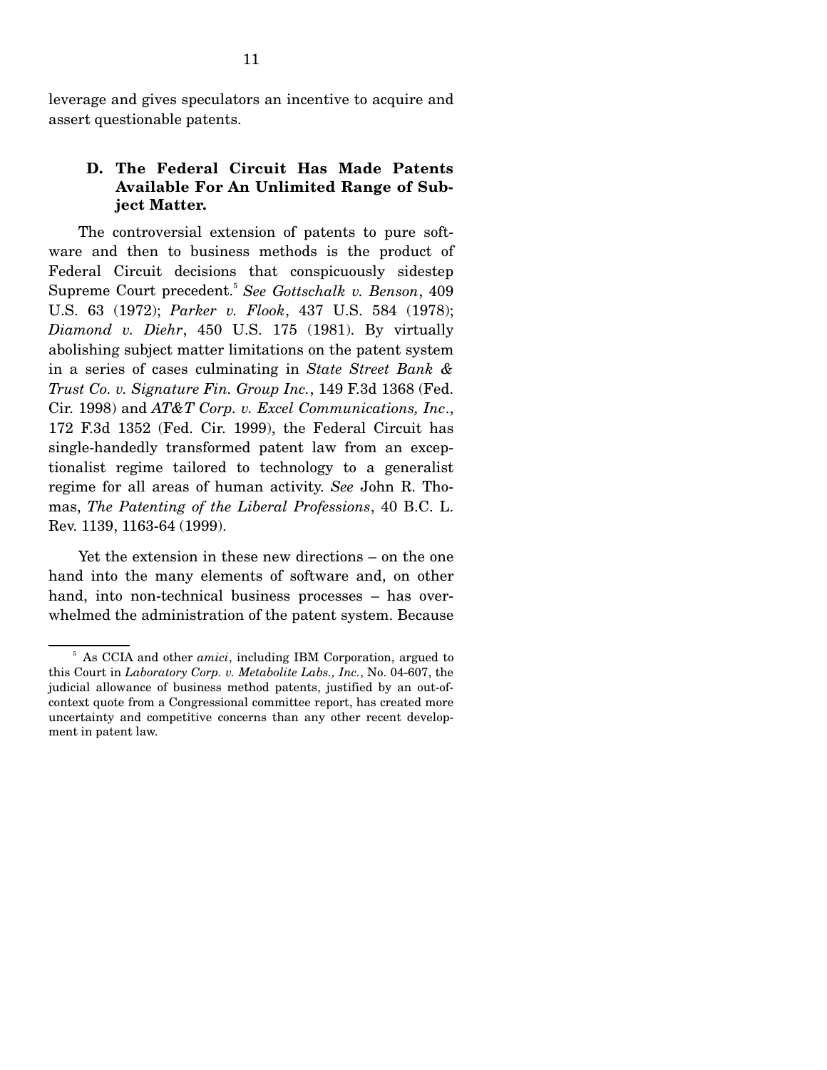leverage and gives speculators an incentive to acquire and assert questionable patents.

### D. The Federal Circuit Has Made Patents Available For An Unlimited Range of Subject Matter.

The controversial extension of patents to pure software and then to business methods is the product of Federal Circuit decisions that conspicuously sidestep Supreme Court precedent.[5] *See Gottschalk v. Benson*, 409 U.S. 63 (1972); *Parker v. Flook*, 437 U.S. 584 (1978); *Diamond v. Diehr*, 450 U.S. 175 (1981). By virtually abolishing subject matter limitations on the patent system in a series of cases culminating in *State Street Bank & Trust Co. v. Signature Fin. Group Inc.*, 149 F.3d 1368 (Fed. Cir. 1998) and *AT&T Corp. v. Excel Communications, Inc*., 172 F.3d 1352 (Fed. Cir. 1999), the Federal Circuit has single-handedly transformed patent law from an exceptionalist regime tailored to technology to a generalist regime for all areas of human activity. *See* John R. Thomas, *The Patenting of the Liberal Professions*, 40 B.C. L. Rev. 1139, 1163-64 (1999).

Yet the extension in these new directions – on the one hand into the many elements of software and, on other hand, into non-technical business processes – has overwhelmed the administration of the patent system. Because

[5] As CCIA and other *amici*, including IBM Corporation, argued to this Court in *Laboratory Corp. v. Metabolite Labs., Inc.*, No. 04-607, the judicial allowance of business method patents, justified by an out-of-context quote from a Congressional committee report, has created more uncertainty and competitive concerns than any other recent development in patent law.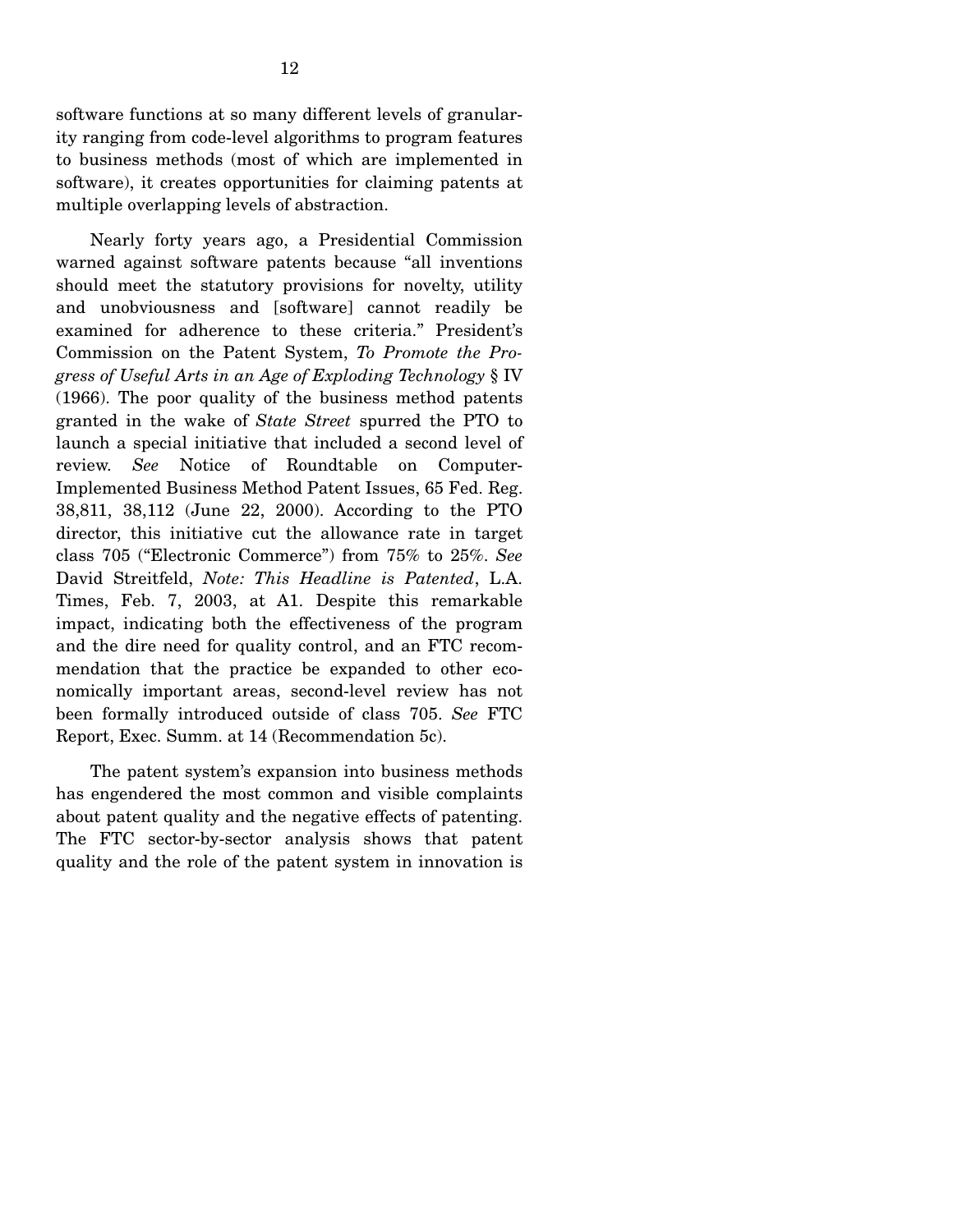software functions at so many different levels of granularity ranging from code-level algorithms to program features to business methods (most of which are implemented in software), it creates opportunities for claiming patents at multiple overlapping levels of abstraction.

Nearly forty years ago, a Presidential Commission warned against software patents because "all inventions should meet the statutory provisions for novelty, utility and unobviousness and [software] cannot readily be examined for adherence to these criteria." President's Commission on the Patent System, *To Promote the Progress of Useful Arts in an Age of Exploding Technology* § IV (1966). The poor quality of the business method patents granted in the wake of *State Street* spurred the PTO to launch a special initiative that included a second level of review. *See* Notice of Roundtable on Computer-Implemented Business Method Patent Issues, 65 Fed. Reg. 38,811, 38,112 (June 22, 2000). According to the PTO director, this initiative cut the allowance rate in target class 705 ("Electronic Commerce") from 75% to 25%. *See* David Streitfeld, *Note: This Headline is Patented*, L.A. Times, Feb. 7, 2003, at A1. Despite this remarkable impact, indicating both the effectiveness of the program and the dire need for quality control, and an FTC recommendation that the practice be expanded to other economically important areas, second-level review has not been formally introduced outside of class 705. *See* FTC Report, Exec. Summ. at 14 (Recommendation 5c).

The patent system's expansion into business methods has engendered the most common and visible complaints about patent quality and the negative effects of patenting. The FTC sector-by-sector analysis shows that patent quality and the role of the patent system in innovation is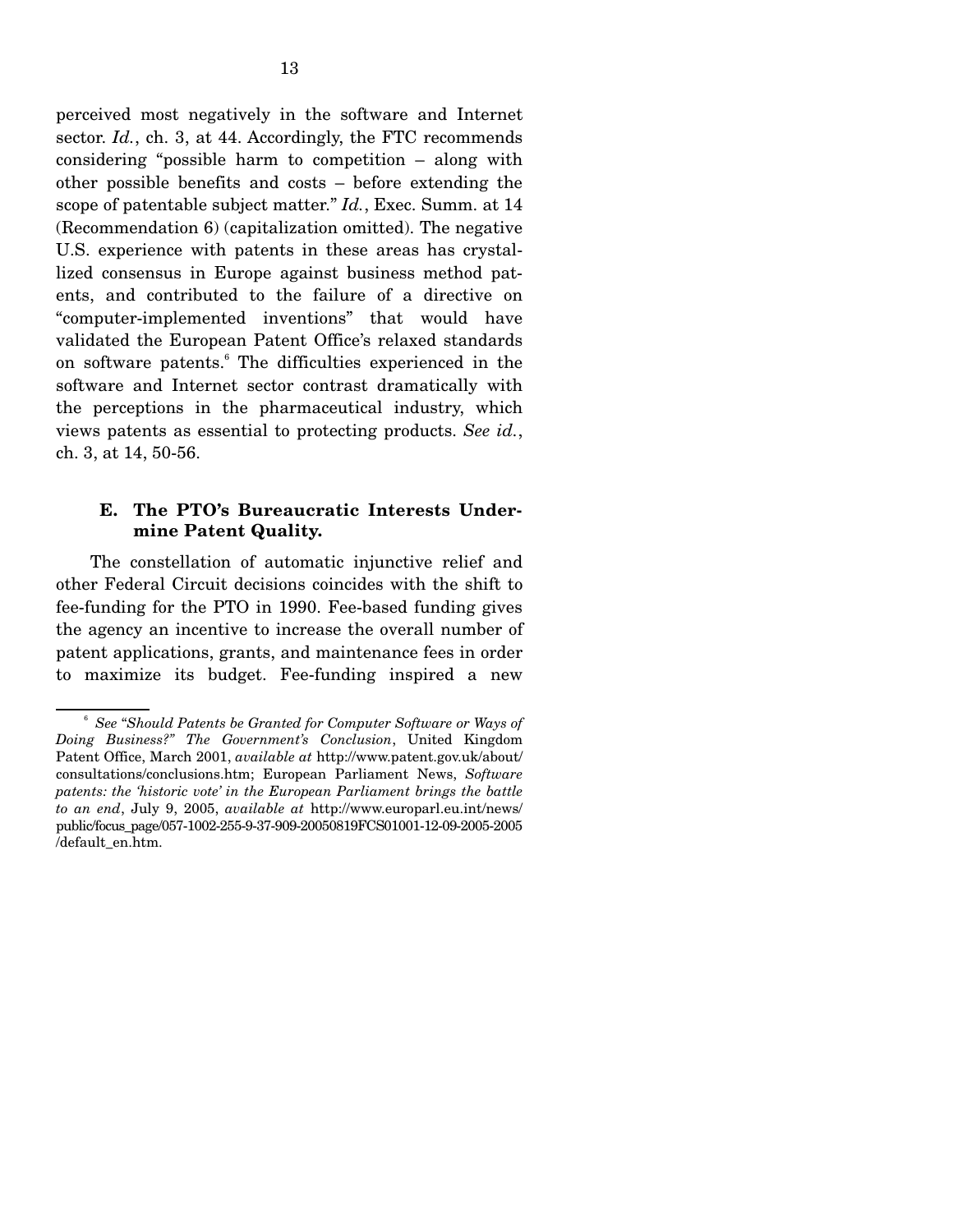perceived most negatively in the software and Internet sector. *Id.*, ch. 3, at 44. Accordingly, the FTC recommends considering "possible harm to competition – along with other possible benefits and costs – before extending the scope of patentable subject matter." *Id.*, Exec. Summ. at 14 (Recommendation 6) (capitalization omitted). The negative U.S. experience with patents in these areas has crystallized consensus in Europe against business method patents, and contributed to the failure of a directive on "computer-implemented inventions" that would have validated the European Patent Office's relaxed standards on software patents.[6] The difficulties experienced in the software and Internet sector contrast dramatically with the perceptions in the pharmaceutical industry, which views patents as essential to protecting products. *See id.*, ch. 3, at 14, 50-56.

### E. The PTO's Bureaucratic Interests Undermine Patent Quality.

The constellation of automatic injunctive relief and other Federal Circuit decisions coincides with the shift to fee-funding for the PTO in 1990. Fee-based funding gives the agency an incentive to increase the overall number of patent applications, grants, and maintenance fees in order to maximize its budget. Fee-funding inspired a new

---

[6] *See "Should Patents be Granted for Computer Software or Ways of Doing Business?" The Government's Conclusion*, United Kingdom Patent Office, March 2001, *available at* http://www.patent.gov.uk/about/consultations/conclusions.htm; European Parliament News, *Software patents: the 'historic vote' in the European Parliament brings the battle to an end*, July 9, 2005, *available at* http://www.europarl.eu.int/news/public/focus_page/057-1002-255-9-37-909-20050819FCS01001-12-09-2005-2005/default_en.htm.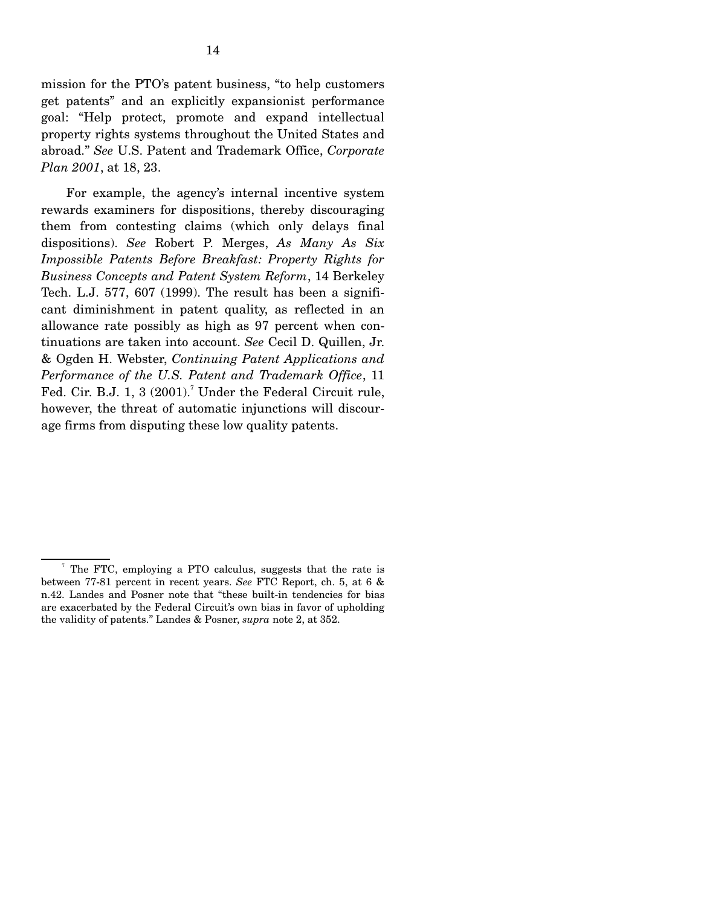mission for the PTO's patent business, "to help customers get patents" and an explicitly expansionist performance goal: "Help protect, promote and expand intellectual property rights systems throughout the United States and abroad." *See* U.S. Patent and Trademark Office, *Corporate Plan 2001*, at 18, 23.

For example, the agency's internal incentive system rewards examiners for dispositions, thereby discouraging them from contesting claims (which only delays final dispositions). *See* Robert P. Merges, *As Many As Six Impossible Patents Before Breakfast: Property Rights for Business Concepts and Patent System Reform*, 14 Berkeley Tech. L.J. 577, 607 (1999). The result has been a significant diminishment in patent quality, as reflected in an allowance rate possibly as high as 97 percent when continuations are taken into account. *See* Cecil D. Quillen, Jr. & Ogden H. Webster, *Continuing Patent Applications and Performance of the U.S. Patent and Trademark Office*, 11 Fed. Cir. B.J. 1, 3 (2001).[7] Under the Federal Circuit rule, however, the threat of automatic injunctions will discourage firms from disputing these low quality patents.

---

[7] The FTC, employing a PTO calculus, suggests that the rate is between 77-81 percent in recent years. *See* FTC Report, ch. 5, at 6 & n.42. Landes and Posner note that "these built-in tendencies for bias are exacerbated by the Federal Circuit's own bias in favor of upholding the validity of patents." Landes & Posner, *supra* note 2, at 352.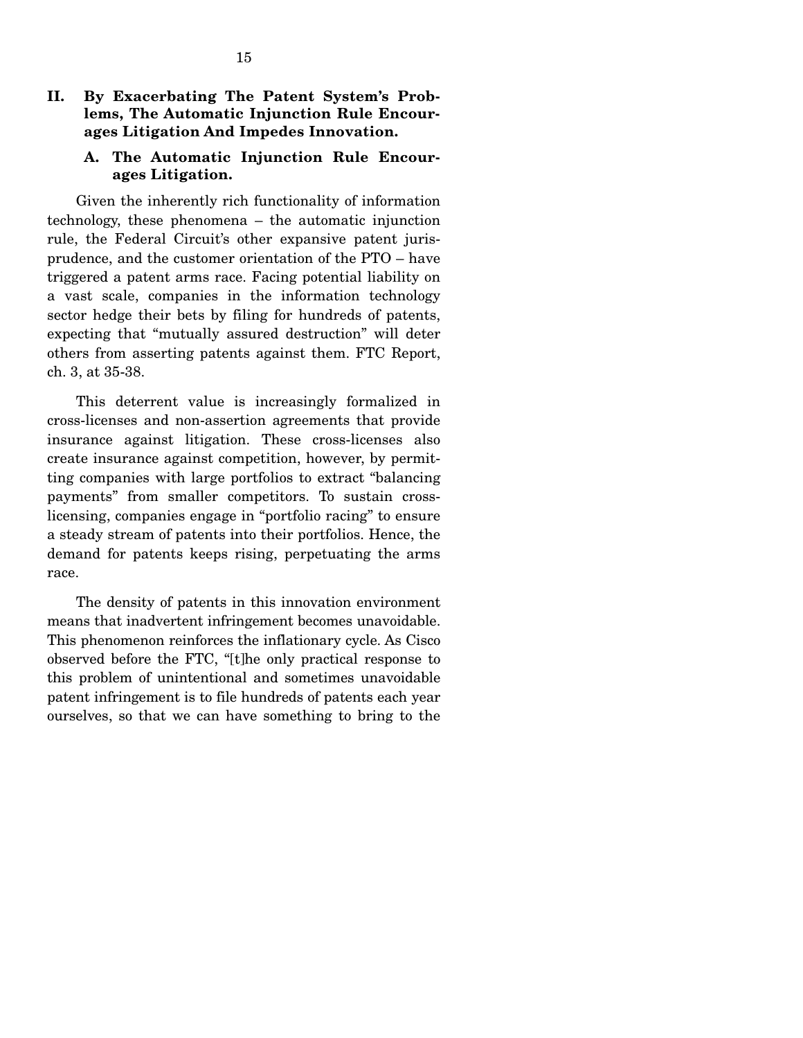## II. By Exacerbating The Patent System's Problems, The Automatic Injunction Rule Encourages Litigation And Impedes Innovation.

### A. The Automatic Injunction Rule Encourages Litigation.

Given the inherently rich functionality of information technology, these phenomena – the automatic injunction rule, the Federal Circuit's other expansive patent jurisprudence, and the customer orientation of the PTO – have triggered a patent arms race. Facing potential liability on a vast scale, companies in the information technology sector hedge their bets by filing for hundreds of patents, expecting that "mutually assured destruction" will deter others from asserting patents against them. FTC Report, ch. 3, at 35-38.

This deterrent value is increasingly formalized in cross-licenses and non-assertion agreements that provide insurance against litigation. These cross-licenses also create insurance against competition, however, by permitting companies with large portfolios to extract "balancing payments" from smaller competitors. To sustain cross-licensing, companies engage in "portfolio racing" to ensure a steady stream of patents into their portfolios. Hence, the demand for patents keeps rising, perpetuating the arms race.

The density of patents in this innovation environment means that inadvertent infringement becomes unavoidable. This phenomenon reinforces the inflationary cycle. As Cisco observed before the FTC, "[t]he only practical response to this problem of unintentional and sometimes unavoidable patent infringement is to file hundreds of patents each year ourselves, so that we can have something to bring to the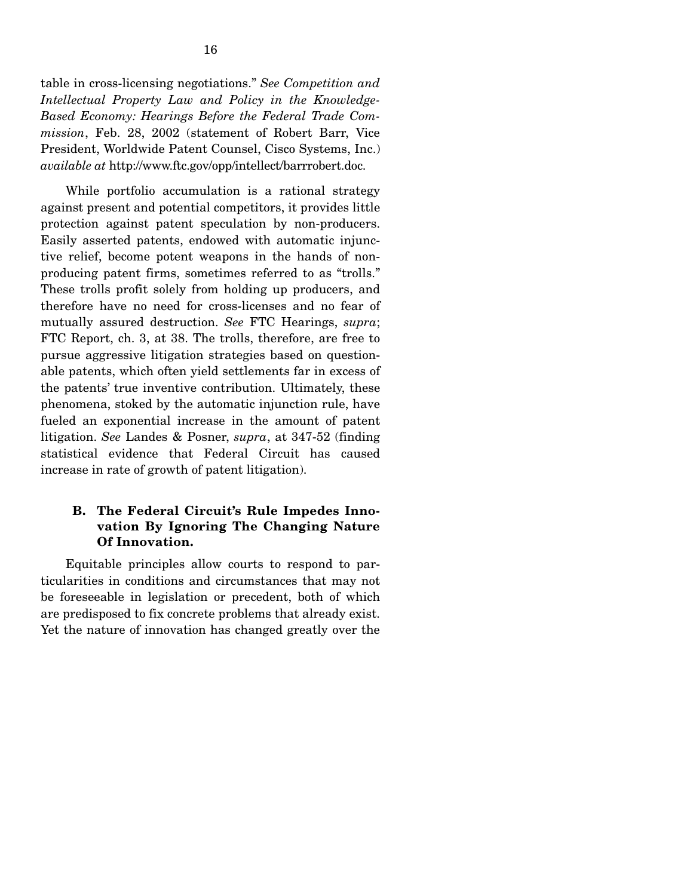table in cross-licensing negotiations." *See Competition and Intellectual Property Law and Policy in the Knowledge-Based Economy: Hearings Before the Federal Trade Commission*, Feb. 28, 2002 (statement of Robert Barr, Vice President, Worldwide Patent Counsel, Cisco Systems, Inc.) *available at* http://www.ftc.gov/opp/intellect/barrrobert.doc.

While portfolio accumulation is a rational strategy against present and potential competitors, it provides little protection against patent speculation by non-producers. Easily asserted patents, endowed with automatic injunctive relief, become potent weapons in the hands of non-producing patent firms, sometimes referred to as "trolls." These trolls profit solely from holding up producers, and therefore have no need for cross-licenses and no fear of mutually assured destruction. *See* FTC Hearings, *supra*; FTC Report, ch. 3, at 38. The trolls, therefore, are free to pursue aggressive litigation strategies based on questionable patents, which often yield settlements far in excess of the patents' true inventive contribution. Ultimately, these phenomena, stoked by the automatic injunction rule, have fueled an exponential increase in the amount of patent litigation. *See* Landes & Posner, *supra*, at 347-52 (finding statistical evidence that Federal Circuit has caused increase in rate of growth of patent litigation).

### B. The Federal Circuit's Rule Impedes Innovation By Ignoring The Changing Nature Of Innovation.

Equitable principles allow courts to respond to particularities in conditions and circumstances that may not be foreseeable in legislation or precedent, both of which are predisposed to fix concrete problems that already exist. Yet the nature of innovation has changed greatly over the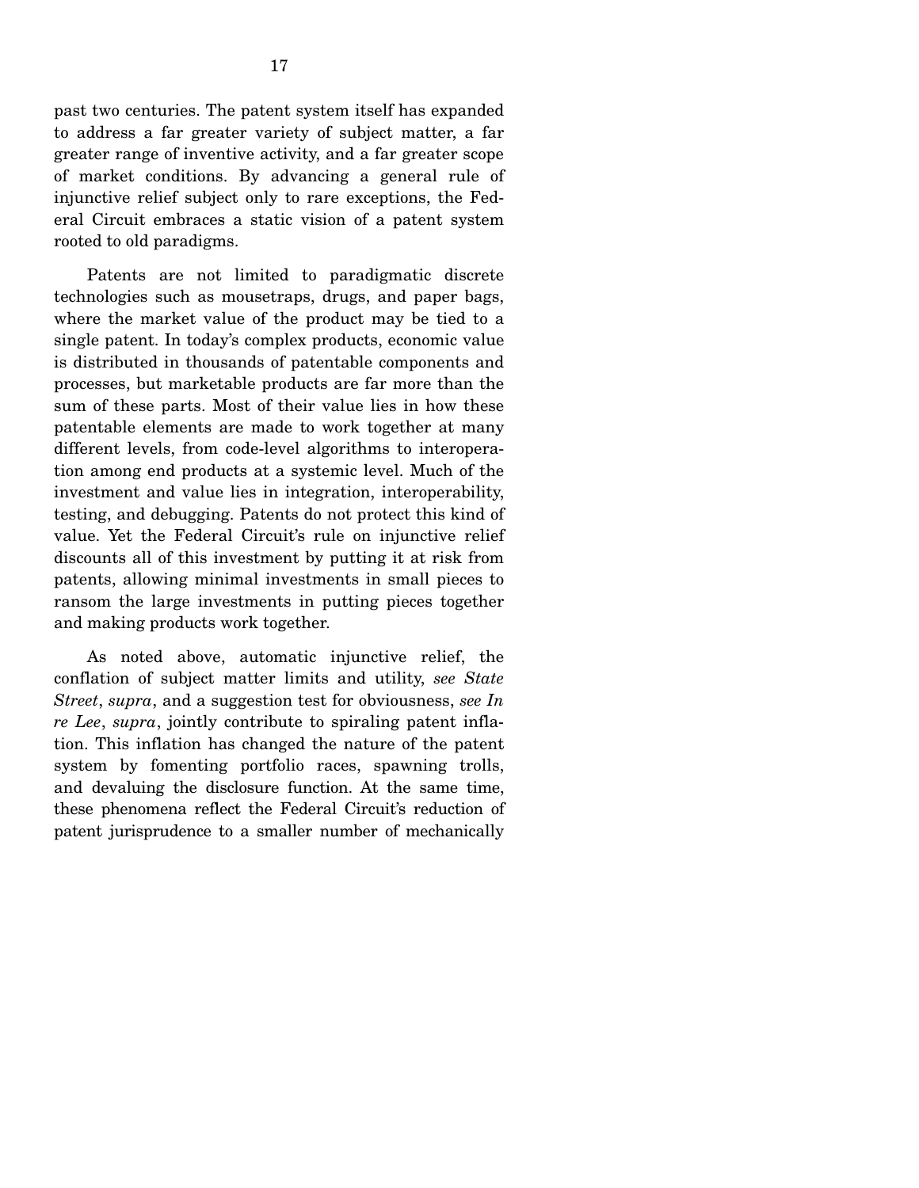past two centuries. The patent system itself has expanded to address a far greater variety of subject matter, a far greater range of inventive activity, and a far greater scope of market conditions. By advancing a general rule of injunctive relief subject only to rare exceptions, the Federal Circuit embraces a static vision of a patent system rooted to old paradigms.

Patents are not limited to paradigmatic discrete technologies such as mousetraps, drugs, and paper bags, where the market value of the product may be tied to a single patent. In today's complex products, economic value is distributed in thousands of patentable components and processes, but marketable products are far more than the sum of these parts. Most of their value lies in how these patentable elements are made to work together at many different levels, from code-level algorithms to interoperation among end products at a systemic level. Much of the investment and value lies in integration, interoperability, testing, and debugging. Patents do not protect this kind of value. Yet the Federal Circuit's rule on injunctive relief discounts all of this investment by putting it at risk from patents, allowing minimal investments in small pieces to ransom the large investments in putting pieces together and making products work together.

As noted above, automatic injunctive relief, the conflation of subject matter limits and utility, *see State Street*, *supra*, and a suggestion test for obviousness, *see In re Lee*, *supra*, jointly contribute to spiraling patent inflation. This inflation has changed the nature of the patent system by fomenting portfolio races, spawning trolls, and devaluing the disclosure function. At the same time, these phenomena reflect the Federal Circuit's reduction of patent jurisprudence to a smaller number of mechanically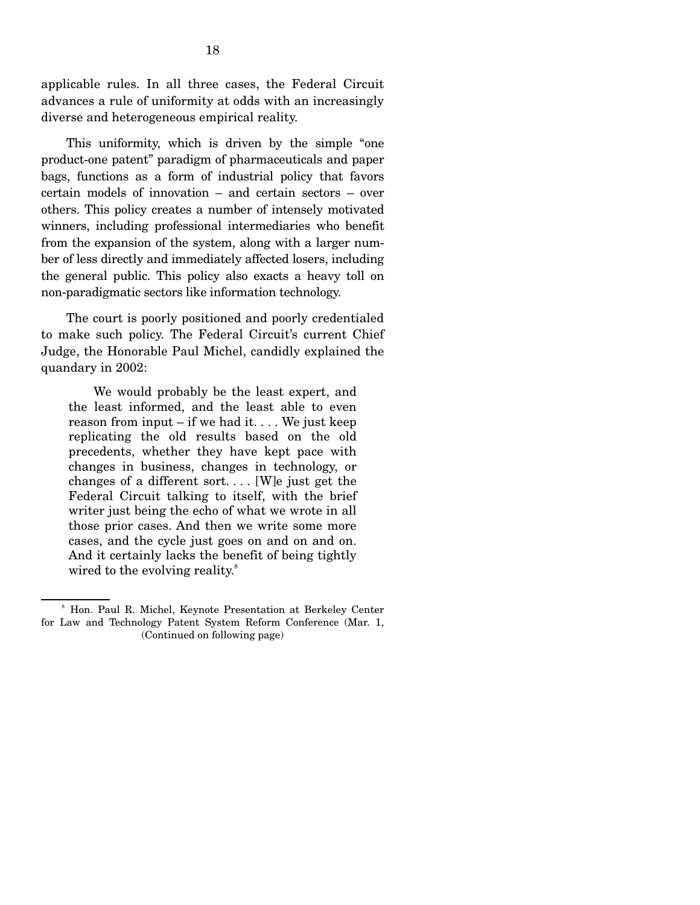applicable rules. In all three cases, the Federal Circuit advances a rule of uniformity at odds with an increasingly diverse and heterogeneous empirical reality.

This uniformity, which is driven by the simple "one product-one patent" paradigm of pharmaceuticals and paper bags, functions as a form of industrial policy that favors certain models of innovation – and certain sectors – over others. This policy creates a number of intensely motivated winners, including professional intermediaries who benefit from the expansion of the system, along with a larger number of less directly and immediately affected losers, including the general public. This policy also exacts a heavy toll on non-paradigmatic sectors like information technology.

The court is poorly positioned and poorly credentialed to make such policy. The Federal Circuit's current Chief Judge, the Honorable Paul Michel, candidly explained the quandary in 2002:

> We would probably be the least expert, and the least informed, and the least able to even reason from input – if we had it. . . . We just keep replicating the old results based on the old precedents, whether they have kept pace with changes in business, changes in technology, or changes of a different sort. . . . [W]e just get the Federal Circuit talking to itself, with the brief writer just being the echo of what we wrote in all those prior cases. And then we write some more cases, and the cycle just goes on and on and on. And it certainly lacks the benefit of being tightly wired to the evolving reality.[8]

---

[8] Hon. Paul R. Michel, Keynote Presentation at Berkeley Center for Law and Technology Patent System Reform Conference (Mar. 1,
(Continued on following page)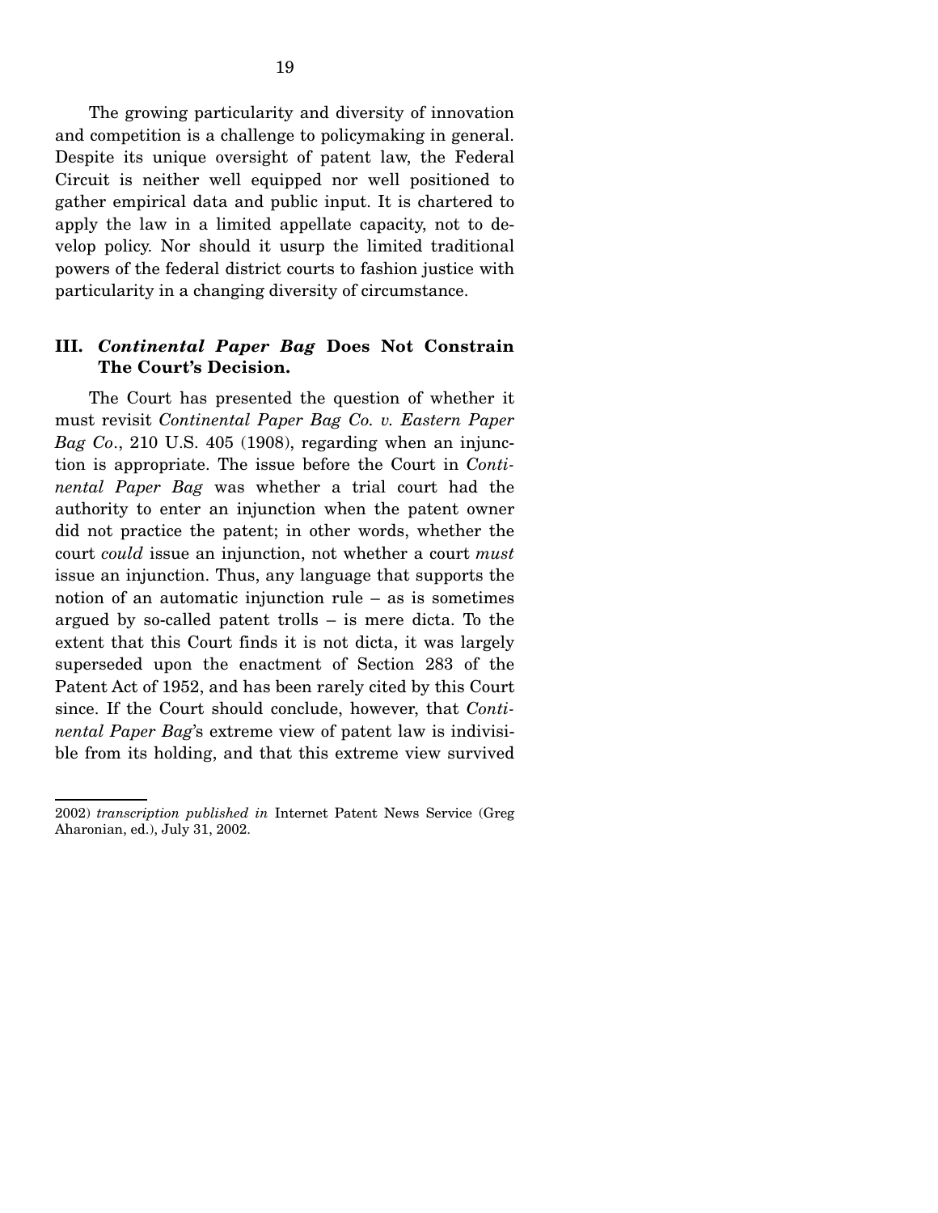The growing particularity and diversity of innovation and competition is a challenge to policymaking in general. Despite its unique oversight of patent law, the Federal Circuit is neither well equipped nor well positioned to gather empirical data and public input. It is chartered to apply the law in a limited appellate capacity, not to develop policy. Nor should it usurp the limited traditional powers of the federal district courts to fashion justice with particularity in a changing diversity of circumstance.

## III. *Continental Paper Bag* Does Not Constrain The Court's Decision.

The Court has presented the question of whether it must revisit *Continental Paper Bag Co. v. Eastern Paper Bag Co.*, 210 U.S. 405 (1908), regarding when an injunction is appropriate. The issue before the Court in *Continental Paper Bag* was whether a trial court had the authority to enter an injunction when the patent owner did not practice the patent; in other words, whether the court *could* issue an injunction, not whether a court *must* issue an injunction. Thus, any language that supports the notion of an automatic injunction rule – as is sometimes argued by so-called patent trolls – is mere dicta. To the extent that this Court finds it is not dicta, it was largely superseded upon the enactment of Section 283 of the Patent Act of 1952, and has been rarely cited by this Court since. If the Court should conclude, however, that *Continental Paper Bag*'s extreme view of patent law is indivisible from its holding, and that this extreme view survived

---

2002) *transcription published in* Internet Patent News Service (Greg Aharonian, ed.), July 31, 2002.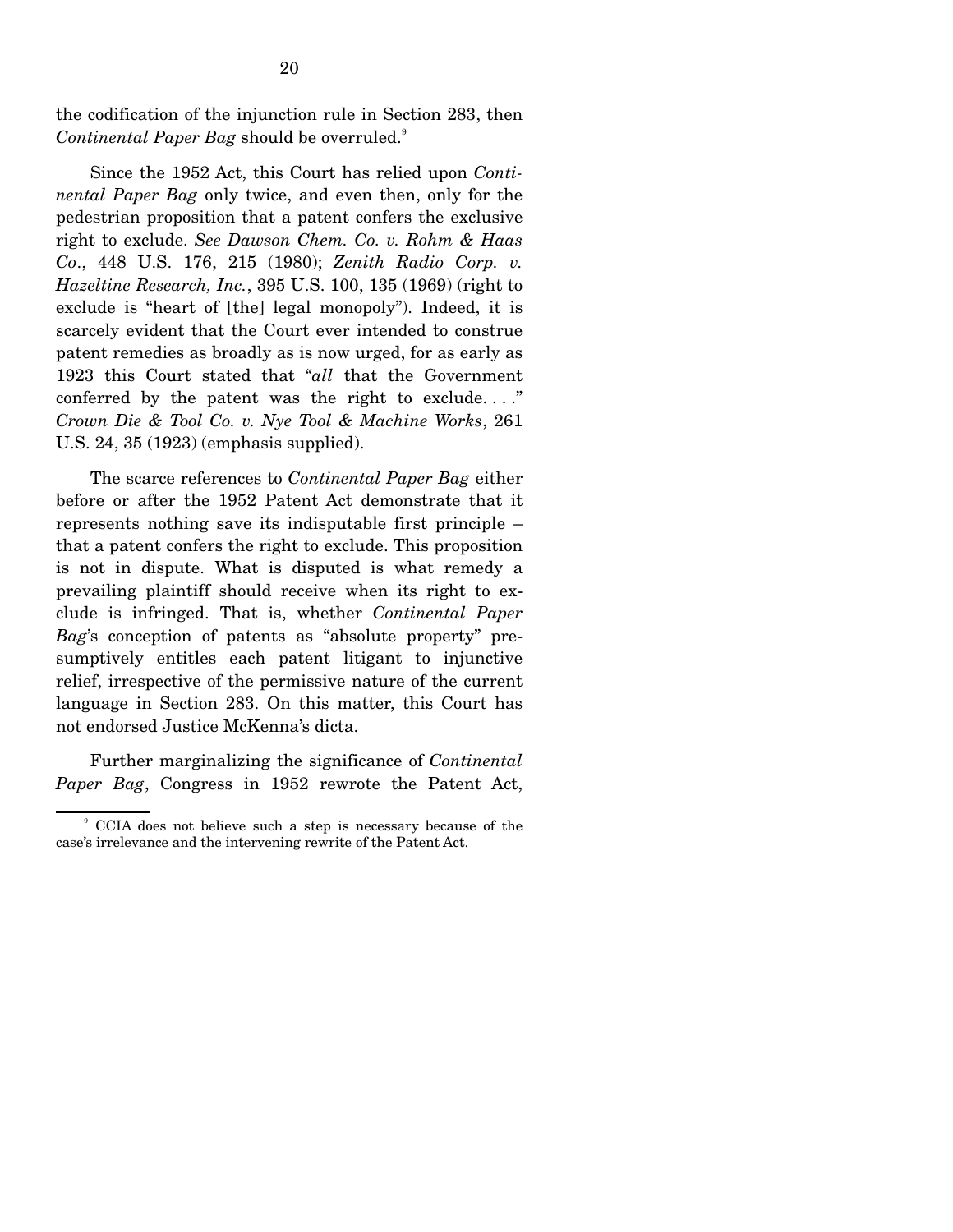the codification of the injunction rule in Section 283, then *Continental Paper Bag* should be overruled.[9]

Since the 1952 Act, this Court has relied upon *Continental Paper Bag* only twice, and even then, only for the pedestrian proposition that a patent confers the exclusive right to exclude. *See Dawson Chem. Co. v. Rohm & Haas Co*., 448 U.S. 176, 215 (1980); *Zenith Radio Corp. v. Hazeltine Research, Inc.*, 395 U.S. 100, 135 (1969) (right to exclude is "heart of [the] legal monopoly"). Indeed, it is scarcely evident that the Court ever intended to construe patent remedies as broadly as is now urged, for as early as 1923 this Court stated that "*all* that the Government conferred by the patent was the right to exclude. . . ." *Crown Die & Tool Co. v. Nye Tool & Machine Works*, 261 U.S. 24, 35 (1923) (emphasis supplied).

The scarce references to *Continental Paper Bag* either before or after the 1952 Patent Act demonstrate that it represents nothing save its indisputable first principle – that a patent confers the right to exclude. This proposition is not in dispute. What is disputed is what remedy a prevailing plaintiff should receive when its right to exclude is infringed. That is, whether *Continental Paper Bag*'s conception of patents as "absolute property" presumptively entitles each patent litigant to injunctive relief, irrespective of the permissive nature of the current language in Section 283. On this matter, this Court has not endorsed Justice McKenna's dicta.

Further marginalizing the significance of *Continental Paper Bag*, Congress in 1952 rewrote the Patent Act,

[9] CCIA does not believe such a step is necessary because of the case's irrelevance and the intervening rewrite of the Patent Act.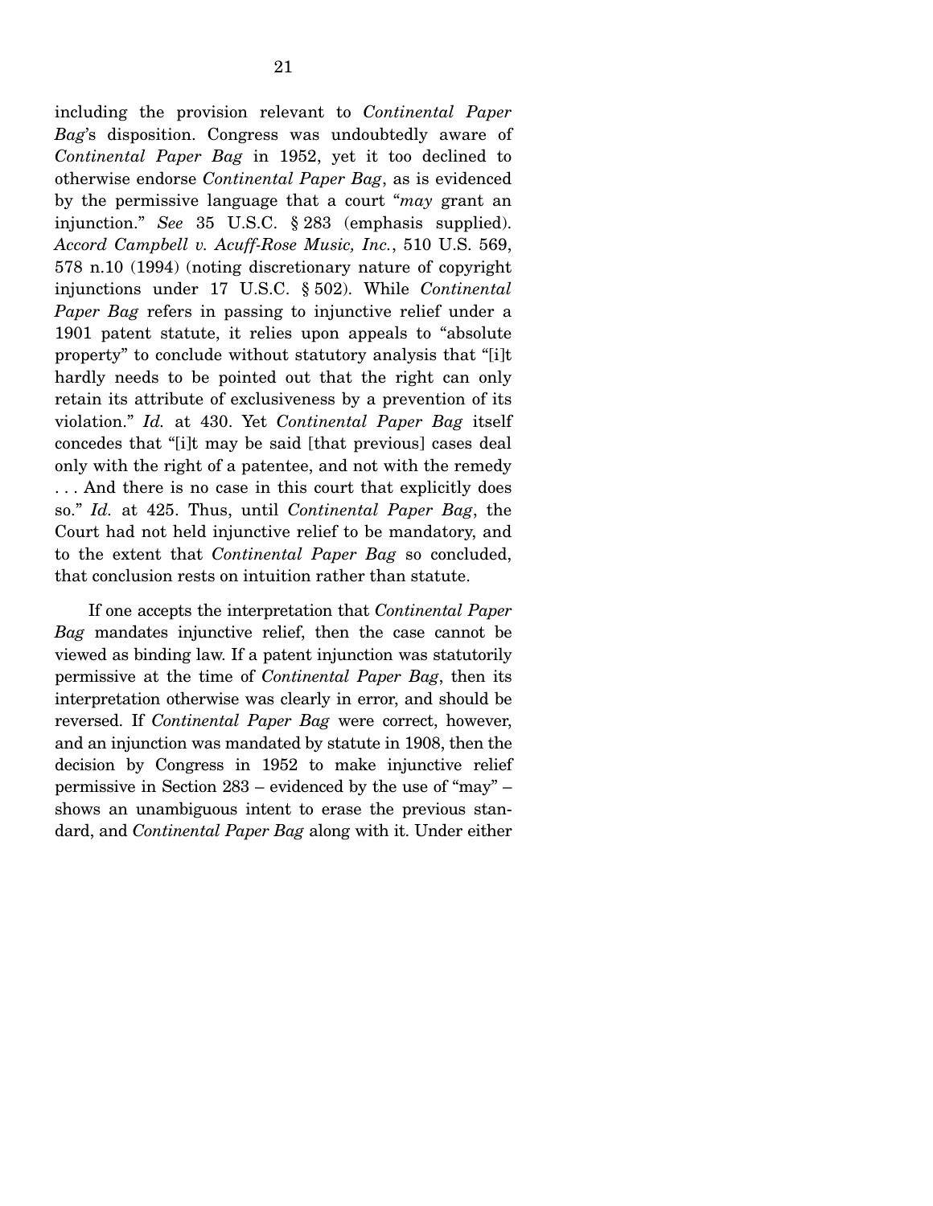including the provision relevant to *Continental Paper Bag*'s disposition. Congress was undoubtedly aware of *Continental Paper Bag* in 1952, yet it too declined to otherwise endorse *Continental Paper Bag*, as is evidenced by the permissive language that a court "*may* grant an injunction." *See* 35 U.S.C. § 283 (emphasis supplied). *Accord Campbell v. Acuff-Rose Music, Inc.*, 510 U.S. 569, 578 n.10 (1994) (noting discretionary nature of copyright injunctions under 17 U.S.C. § 502). While *Continental Paper Bag* refers in passing to injunctive relief under a 1901 patent statute, it relies upon appeals to "absolute property" to conclude without statutory analysis that "[i]t hardly needs to be pointed out that the right can only retain its attribute of exclusiveness by a prevention of its violation." *Id.* at 430. Yet *Continental Paper Bag* itself concedes that "[i]t may be said [that previous] cases deal only with the right of a patentee, and not with the remedy . . . And there is no case in this court that explicitly does so." *Id.* at 425. Thus, until *Continental Paper Bag*, the Court had not held injunctive relief to be mandatory, and to the extent that *Continental Paper Bag* so concluded, that conclusion rests on intuition rather than statute.

If one accepts the interpretation that *Continental Paper Bag* mandates injunctive relief, then the case cannot be viewed as binding law. If a patent injunction was statutorily permissive at the time of *Continental Paper Bag*, then its interpretation otherwise was clearly in error, and should be reversed. If *Continental Paper Bag* were correct, however, and an injunction was mandated by statute in 1908, then the decision by Congress in 1952 to make injunctive relief permissive in Section 283 – evidenced by the use of "may" – shows an unambiguous intent to erase the previous standard, and *Continental Paper Bag* along with it. Under either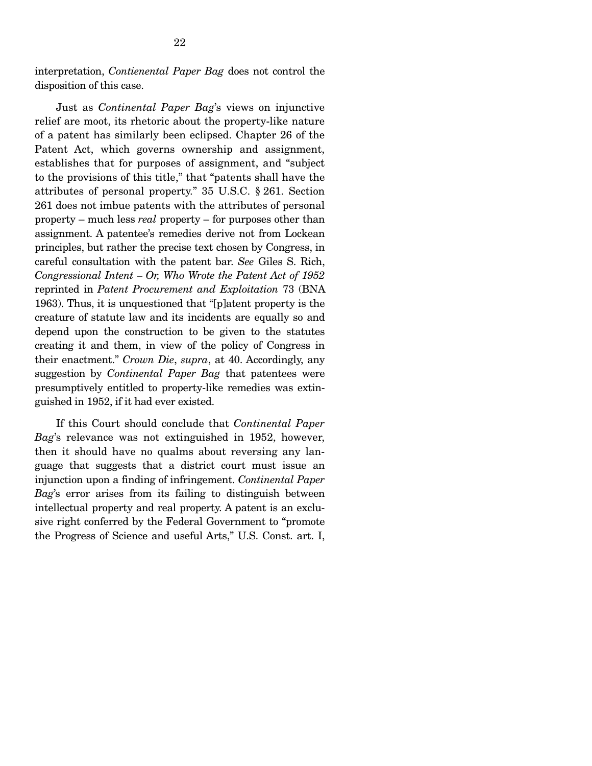interpretation, *Contienental Paper Bag* does not control the disposition of this case.

Just as *Continental Paper Bag*'s views on injunctive relief are moot, its rhetoric about the property-like nature of a patent has similarly been eclipsed. Chapter 26 of the Patent Act, which governs ownership and assignment, establishes that for purposes of assignment, and "subject to the provisions of this title," that "patents shall have the attributes of personal property." 35 U.S.C. § 261. Section 261 does not imbue patents with the attributes of personal property – much less *real* property – for purposes other than assignment. A patentee's remedies derive not from Lockean principles, but rather the precise text chosen by Congress, in careful consultation with the patent bar. *See* Giles S. Rich, *Congressional Intent – Or, Who Wrote the Patent Act of 1952* reprinted in *Patent Procurement and Exploitation* 73 (BNA 1963). Thus, it is unquestioned that "[p]atent property is the creature of statute law and its incidents are equally so and depend upon the construction to be given to the statutes creating it and them, in view of the policy of Congress in their enactment." *Crown Die*, *supra*, at 40. Accordingly, any suggestion by *Continental Paper Bag* that patentees were presumptively entitled to property-like remedies was extinguished in 1952, if it had ever existed.

If this Court should conclude that *Continental Paper Bag*'s relevance was not extinguished in 1952, however, then it should have no qualms about reversing any language that suggests that a district court must issue an injunction upon a finding of infringement. *Continental Paper Bag*'s error arises from its failing to distinguish between intellectual property and real property. A patent is an exclusive right conferred by the Federal Government to "promote the Progress of Science and useful Arts," U.S. Const. art. I,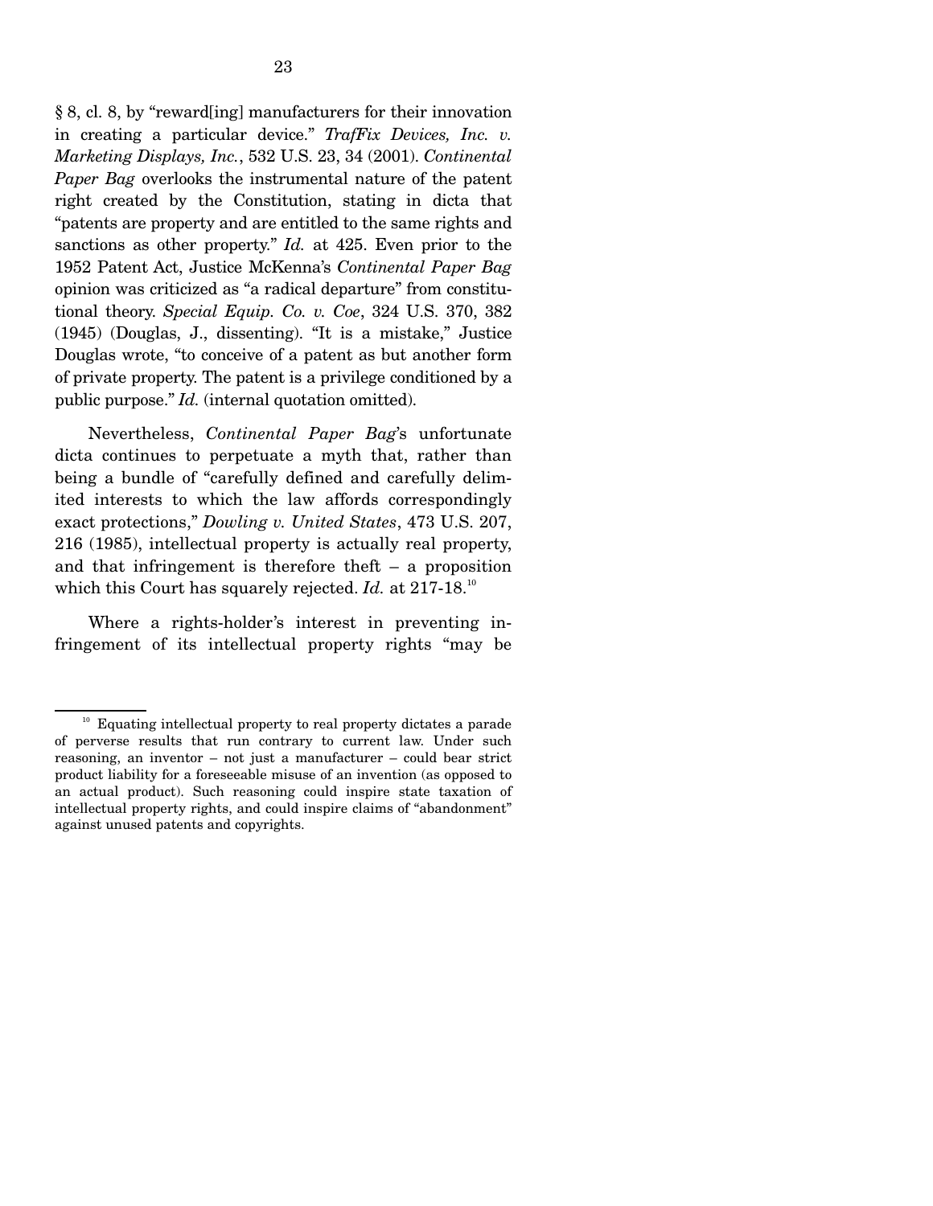§ 8, cl. 8, by "reward[ing] manufacturers for their innovation in creating a particular device." *TrafFix Devices, Inc. v. Marketing Displays, Inc.*, 532 U.S. 23, 34 (2001). *Continental Paper Bag* overlooks the instrumental nature of the patent right created by the Constitution, stating in dicta that "patents are property and are entitled to the same rights and sanctions as other property." *Id.* at 425. Even prior to the 1952 Patent Act, Justice McKenna's *Continental Paper Bag* opinion was criticized as "a radical departure" from constitutional theory. *Special Equip. Co. v. Coe*, 324 U.S. 370, 382 (1945) (Douglas, J., dissenting). "It is a mistake," Justice Douglas wrote, "to conceive of a patent as but another form of private property. The patent is a privilege conditioned by a public purpose." *Id.* (internal quotation omitted).

Nevertheless, *Continental Paper Bag*'s unfortunate dicta continues to perpetuate a myth that, rather than being a bundle of "carefully defined and carefully delimited interests to which the law affords correspondingly exact protections," *Dowling v. United States*, 473 U.S. 207, 216 (1985), intellectual property is actually real property, and that infringement is therefore theft – a proposition which this Court has squarely rejected. *Id.* at 217-18.[10]

Where a rights-holder's interest in preventing infringement of its intellectual property rights "may be

---

[10] Equating intellectual property to real property dictates a parade of perverse results that run contrary to current law. Under such reasoning, an inventor – not just a manufacturer – could bear strict product liability for a foreseeable misuse of an invention (as opposed to an actual product). Such reasoning could inspire state taxation of intellectual property rights, and could inspire claims of "abandonment" against unused patents and copyrights.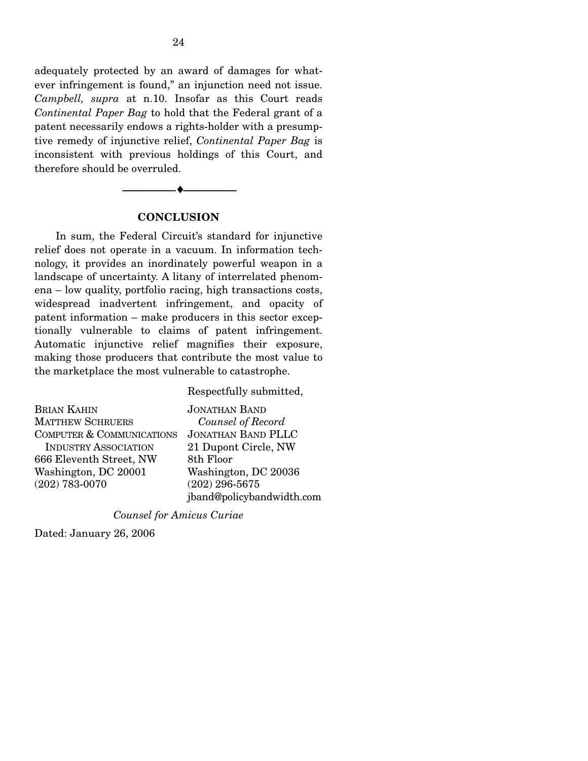adequately protected by an award of damages for whatever infringement is found," an injunction need not issue. *Campbell, supra* at n.10. Insofar as this Court reads *Continental Paper Bag* to hold that the Federal grant of a patent necessarily endows a rights-holder with a presumptive remedy of injunctive relief, *Continental Paper Bag* is inconsistent with previous holdings of this Court, and therefore should be overruled.

---

## CONCLUSION

In sum, the Federal Circuit's standard for injunctive relief does not operate in a vacuum. In information technology, it provides an inordinately powerful weapon in a landscape of uncertainty. A litany of interrelated phenomena – low quality, portfolio racing, high transactions costs, widespread inadvertent infringement, and opacity of patent information – make producers in this sector exceptionally vulnerable to claims of patent infringement. Automatic injunctive relief magnifies their exposure, making those producers that contribute the most value to the marketplace the most vulnerable to catastrophe.

Respectfully submitted,

BRIAN KAHIN
MATTHEW SCHRUERS
COMPUTER & COMMUNICATIONS INDUSTRY ASSOCIATION
666 Eleventh Street, NW
Washington, DC 20001
(202) 783-0070

JONATHAN BAND
*Counsel of Record*
JONATHAN BAND PLLC
21 Dupont Circle, NW
8th Floor
Washington, DC 20036
(202) 296-5675
jband@policybandwidth.com

*Counsel for Amicus Curiae*

Dated: January 26, 2006